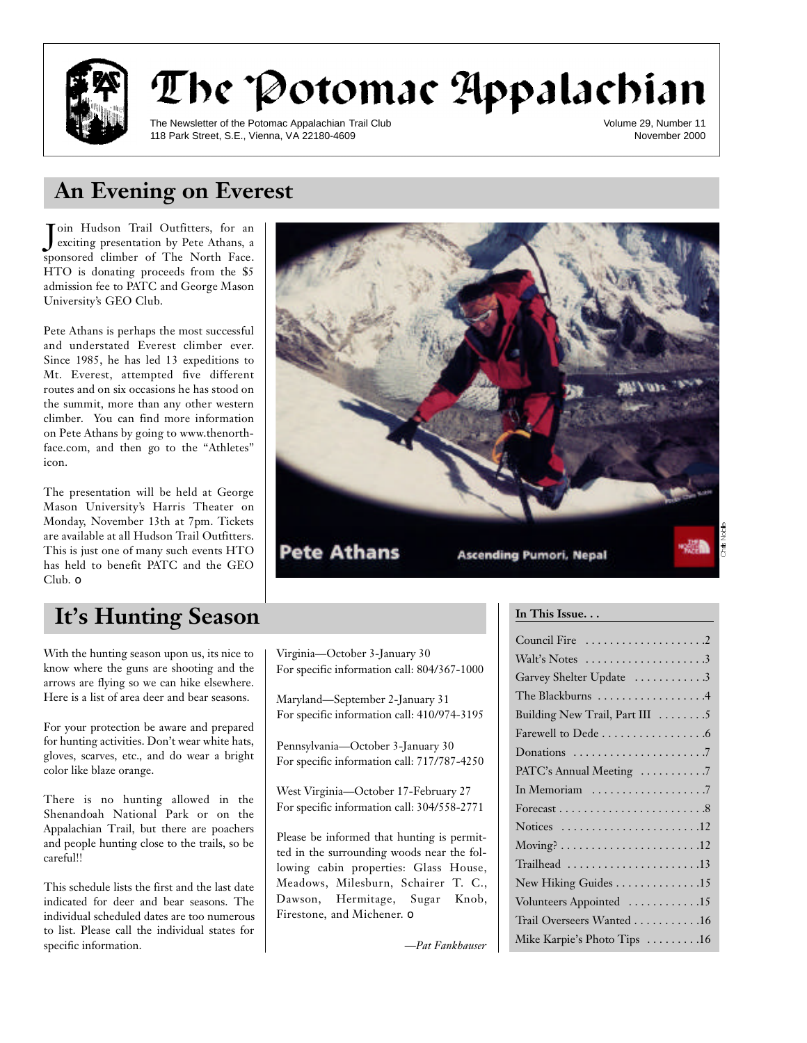# The Potomac Appalachian

The Newsletter of the Potomac Appalachian Trail Club
118 Park Street, S.E., Vienna, VA 22180-4609

Volume 29, Number 11
November 2000

## An Evening on Everest

Join Hudson Trail Outfitters, for an exciting presentation by Pete Athans, a sponsored climber of The North Face. HTO is donating proceeds from the $5 admission fee to PATC and George Mason University's GEO Club.

Pete Athans is perhaps the most successful and understated Everest climber ever. Since 1985, he has led 13 expeditions to Mt. Everest, attempted five different routes and on six occasions he has stood on the summit, more than any other western climber. You can find more information on Pete Athans by going to www.thenorthface.com, and then go to the "Athletes" icon.

The presentation will be held at George Mason University's Harris Theater on Monday, November 13th at 7pm. Tickets are available at all Hudson Trail Outfitters. This is just one of many such events HTO has held to benefit PATC and the GEO Club. o

Pete Athans — Ascending Pumori, Nepal

## It's Hunting Season

With the hunting season upon us, its nice to know where the guns are shooting and the arrows are flying so we can hike elsewhere. Here is a list of area deer and bear seasons.

For your protection be aware and prepared for hunting activities. Don't wear white hats, gloves, scarves, etc., and do wear a bright color like blaze orange.

There is no hunting allowed in the Shenandoah National Park or on the Appalachian Trail, but there are poachers and people hunting close to the trails, so be careful!!

This schedule lists the first and the last date indicated for deer and bear seasons. The individual scheduled dates are too numerous to list. Please call the individual states for specific information.

Virginia—October 3-January 30
For specific information call: 804/367-1000

Maryland—September 2-January 31
For specific information call: 410/974-3195

Pennsylvania—October 3-January 30
For specific information call: 717/787-4250

West Virginia—October 17-February 27
For specific information call: 304/558-2771

Please be informed that hunting is permitted in the surrounding woods near the following cabin properties: Glass House, Meadows, Milesburn, Schairer T. C., Dawson, Hermitage, Sugar Knob, Firestone, and Michener. o

*—Pat Fankhauser*

**In This Issue. . .**

| | |
|---|---|
| Council Fire | 2 |
| Walt's Notes | 3 |
| Garvey Shelter Update | 3 |
| The Blackburns | 4 |
| Building New Trail, Part III | 5 |
| Farewell to Dede | 6 |
| Donations | 7 |
| PATC's Annual Meeting | 7 |
| In Memoriam | 7 |
| Forecast | 8 |
| Notices | 12 |
| Moving? | 12 |
| Trailhead | 13 |
| New Hiking Guides | 15 |
| Volunteers Appointed | 15 |
| Trail Overseers Wanted | 16 |
| Mike Karpie's Photo Tips | 16 |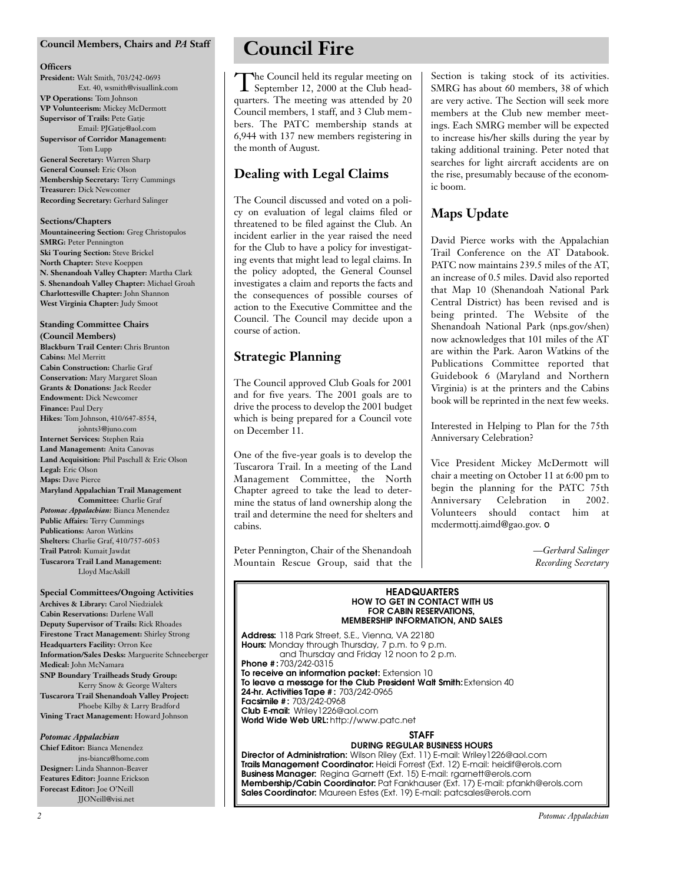## Council Members, Chairs and *PA* Staff

**Officers**

**President:** Walt Smith, 703/242-0693 Ext. 40, wsmith@visuallink.com
**VP Operations:** Tom Johnson
**VP Volunteerism:** Mickey McDermott
**Supervisor of Trails:** Pete Gatje Email: PJGatje@aol.com
**Supervisor of Corridor Management:** Tom Lupp
**General Secretary:** Warren Sharp
**General Counsel:** Eric Olson
**Membership Secretary:** Terry Cummings
**Treasurer:** Dick Newcomer
**Recording Secretary:** Gerhard Salinger

**Sections/Chapters**

**Mountaineering Section:** Greg Christopulos
**SMRG:** Peter Pennington
**Ski Touring Section:** Steve Brickel
**North Chapter:** Steve Koeppen
**N. Shenandoah Valley Chapter:** Martha Clark
**S. Shenandoah Valley Chapter:** Michael Groah
**Charlottesville Chapter:** John Shannon
**West Virginia Chapter:** Judy Smoot

**Standing Committee Chairs (Council Members)**

**Blackburn Trail Center:** Chris Brunton
**Cabins:** Mel Merritt
**Cabin Construction:** Charlie Graf
**Conservation:** Mary Margaret Sloan
**Grants & Donations:** Jack Reeder
**Endowment:** Dick Newcomer
**Finance:** Paul Dery
**Hikes:** Tom Johnson, 410/647-8554, johnts3@juno.com
**Internet Services:** Stephen Raia
**Land Management:** Anita Canovas
**Land Acquisition:** Phil Paschall & Eric Olson
**Legal:** Eric Olson
**Maps:** Dave Pierce
**Maryland Appalachian Trail Management Committee:** Charlie Graf
***Potomac Appalachian:*** Bianca Menendez
**Public Affairs:** Terry Cummings
**Publications:** Aaron Watkins
**Shelters:** Charlie Graf, 410/757-6053
**Trail Patrol:** Kumait Jawdat
**Tuscarora Trail Land Management:** Lloyd MacAskill

**Special Committees/Ongoing Activities**

**Archives & Library:** Carol Niedzialek
**Cabin Reservations:** Darlene Wall
**Deputy Supervisor of Trails:** Rick Rhoades
**Firestone Tract Management:** Shirley Strong
**Headquarters Facility:** Orron Kee
**Information/Sales Desks:** Marguerite Schneeberger
**Medical:** John McNamara
**SNP Boundary Trailheads Study Group:** Kerry Snow & George Walters
**Tuscarora Trail Shenandoah Valley Project:** Phoebe Kilby & Larry Bradford
**Vining Tract Management:** Howard Johnson

***Potomac Appalachian***

**Chief Editor:** Bianca Menendez jns-bianca@home.com
**Designer:** Linda Shannon-Beaver
**Features Editor:** Joanne Erickson
**Forecast Editor:** Joe O'Neill JJONeill@visi.net

# Council Fire

The Council held its regular meeting on September 12, 2000 at the Club headquarters. The meeting was attended by 20 Council members, 1 staff, and 3 Club members. The PATC membership stands at 6,944 with 137 new members registering in the month of August.

## Dealing with Legal Claims

The Council discussed and voted on a policy on evaluation of legal claims filed or threatened to be filed against the Club. An incident earlier in the year raised the need for the Club to have a policy for investigating events that might lead to legal claims. In the policy adopted, the General Counsel investigates a claim and reports the facts and the consequences of possible courses of action to the Executive Committee and the Council. The Council may decide upon a course of action.

## Strategic Planning

The Council approved Club Goals for 2001 and for five years. The 2001 goals are to drive the process to develop the 2001 budget which is being prepared for a Council vote on December 11.

One of the five-year goals is to develop the Tuscarora Trail. In a meeting of the Land Management Committee, the North Chapter agreed to take the lead to determine the status of land ownership along the trail and determine the need for shelters and cabins.

Peter Pennington, Chair of the Shenandoah Mountain Rescue Group, said that the Section is taking stock of its activities. SMRG has about 60 members, 38 of which are very active. The Section will seek more members at the Club new member meetings. Each SMRG member will be expected to increase his/her skills during the year by taking additional training. Peter noted that searches for light aircraft accidents are on the rise, presumably because of the economic boom.

## Maps Update

David Pierce works with the Appalachian Trail Conference on the AT Databook. PATC now maintains 239.5 miles of the AT, an increase of 0.5 miles. David also reported that Map 10 (Shenandoah National Park Central District) has been revised and is being printed. The Website of the Shenandoah National Park (nps.gov/shen) now acknowledges that 101 miles of the AT are within the Park. Aaron Watkins of the Publications Committee reported that Guidebook 6 (Maryland and Northern Virginia) is at the printers and the Cabins book will be reprinted in the next few weeks.

Interested in Helping to Plan for the 75th Anniversary Celebration?

Vice President Mickey McDermott will chair a meeting on October 11 at 6:00 pm to begin the planning for the PATC 75th Anniversary Celebration in 2002. Volunteers should contact him at mcdermottj.aimd@gao.gov. ○

*—Gerhard Salinger*
*Recording Secretary*

**HEADQUARTERS**
**HOW TO GET IN CONTACT WITH US FOR CABIN RESERVATIONS, MEMBERSHIP INFORMATION, AND SALES**

**Address:** 118 Park Street, S.E., Vienna, VA 22180
**Hours:** Monday through Thursday, 7 p.m. to 9 p.m. and Thursday and Friday 12 noon to 2 p.m.
**Phone #:** 703/242-0315
**To receive an information packet:** Extension 10
**To leave a message for the Club President Walt Smith:** Extension 40
**24-hr. Activities Tape #:** 703/242-0965
**Facsimile #:** 703/242-0968
**Club E-mail:** Wriley1226@aol.com
**World Wide Web URL:** http://www.patc.net

**STAFF**
**DURING REGULAR BUSINESS HOURS**

**Director of Administration:** Wilson Riley (Ext. 11) E-mail: Wriley1226@aol.com
**Trails Management Coordinator:** Heidi Forrest (Ext. 12) E-mail: heidif@erols.com
**Business Manager:** Regina Garnett (Ext. 15) E-mail: rgarnett@erols.com
**Membership/Cabin Coordinator:** Pat Fankhauser (Ext. 17) E-mail: pfankh@erols.com
**Sales Coordinator:** Maureen Estes (Ext. 19) E-mail: patcsales@erols.com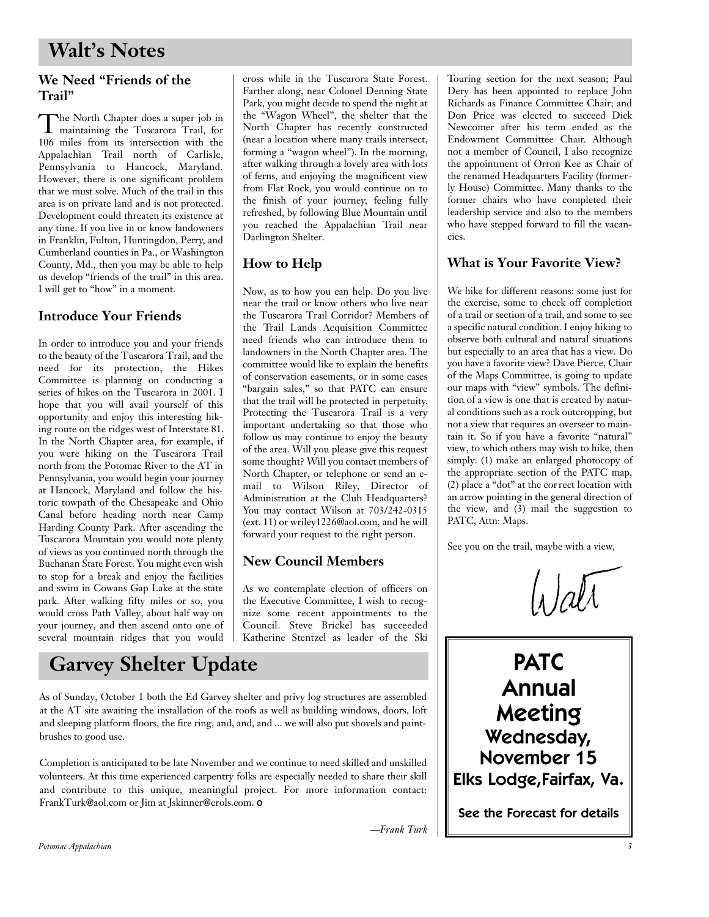# Walt's Notes

## We Need "Friends of the Trail"

The North Chapter does a super job in maintaining the Tuscarora Trail, for 106 miles from its intersection with the Appalachian Trail north of Carlisle, Pennsylvania to Hancock, Maryland. However, there is one significant problem that we must solve. Much of the trail in this area is on private land and is not protected. Development could threaten its existence at any time. If you live in or know landowners in Franklin, Fulton, Huntingdon, Perry, and Cumberland counties in Pa., or Washington County, Md., then you may be able to help us develop "friends of the trail" in this area. I will get to "how" in a moment.

## Introduce Your Friends

In order to introduce you and your friends to the beauty of the Tuscarora Trail, and the need for its protection, the Hikes Committee is planning on conducting a series of hikes on the Tuscarora in 2001. I hope that you will avail yourself of this opportunity and enjoy this interesting hiking route on the ridges west of Interstate 81. In the North Chapter area, for example, if you were hiking on the Tuscarora Trail north from the Potomac River to the AT in Pennsylvania, you would begin your journey at Hancock, Maryland and follow the historic towpath of the Chesapeake and Ohio Canal before heading north near Camp Harding County Park. After ascending the Tuscarora Mountain you would note plenty of views as you continued north through the Buchanan State Forest. You might even wish to stop for a break and enjoy the facilities and swim in Cowans Gap Lake at the state park. After walking fifty miles or so, you would cross Path Valley, about half way on your journey, and then ascend onto one of several mountain ridges that you would cross while in the Tuscarora State Forest. Farther along, near Colonel Denning State Park, you might decide to spend the night at the "Wagon Wheel", the shelter that the North Chapter has recently constructed (near a location where many trails intersect, forming a "wagon wheel"). In the morning, after walking through a lovely area with lots of ferns, and enjoying the magnificent view from Flat Rock, you would continue on to the finish of your journey, feeling fully refreshed, by following Blue Mountain until you reached the Appalachian Trail near Darlington Shelter.

## How to Help

Now, as to how you can help. Do you live near the trail or know others who live near the Tuscarora Trail Corridor? Members of the Trail Lands Acquisition Committee need friends who can introduce them to landowners in the North Chapter area. The committee would like to explain the benefits of conservation easements, or in some cases "bargain sales," so that PATC can ensure that the trail will be protected in perpetuity. Protecting the Tuscarora Trail is a very important undertaking so that those who follow us may continue to enjoy the beauty of the area. Will you please give this request some thought? Will you contact members of North Chapter, or telephone or send an e-mail to Wilson Riley, Director of Administration at the Club Headquarters? You may contact Wilson at 703/242-0315 (ext. 11) or wriley1226@aol.com, and he will forward your request to the right person.

## New Council Members

As we contemplate election of officers on the Executive Committee, I wish to recognize some recent appointments to the Council. Steve Brickel has succeeded Katherine Stentzel as leader of the Ski Touring section for the next season; Paul Dery has been appointed to replace John Richards as Finance Committee Chair; and Don Price was elected to succeed Dick Newcomer after his term ended as the Endowment Committee Chair. Although not a member of Council, I also recognize the appointment of Orron Kee as Chair of the renamed Headquarters Facility (formerly House) Committee. Many thanks to the former chairs who have completed their leadership service and also to the members who have stepped forward to fill the vacancies.

## What is Your Favorite View?

We hike for different reasons: some just for the exercise, some to check off completion of a trail or section of a trail, and some to see a specific natural condition. I enjoy hiking to observe both cultural and natural situations but especially to an area that has a view. Do you have a favorite view? Dave Pierce, Chair of the Maps Committee, is going to update our maps with "view" symbols. The definition of a view is one that is created by natural conditions such as a rock outcropping, but not a view that requires an overseer to maintain it. So if you have a favorite "natural" view, to which others may wish to hike, then simply: (1) make an enlarged photocopy of the appropriate section of the PATC map, (2) place a "dot" at the correct location with an arrow pointing in the general direction of the view, and (3) mail the suggestion to PATC, Attn: Maps.

See you on the trail, maybe with a view,

Walt

# Garvey Shelter Update

As of Sunday, October 1 both the Ed Garvey shelter and privy log structures are assembled at the AT site awaiting the installation of the roofs as well as building windows, doors, loft and sleeping platform floors, the fire ring, and, and, and ... we will also put shovels and paintbrushes to good use.

Completion is anticipated to be late November and we continue to need skilled and unskilled volunteers. At this time experienced carpentry folks are especially needed to share their skill and contribute to this unique, meaningful project. For more information contact: FrankTurk@aol.com or Jim at Jskinner@erols.com.

*—Frank Turk*

**PATC Annual Meeting**
**Wednesday, November 15**
**Elks Lodge, Fairfax, Va.**

**See the Forecast for details**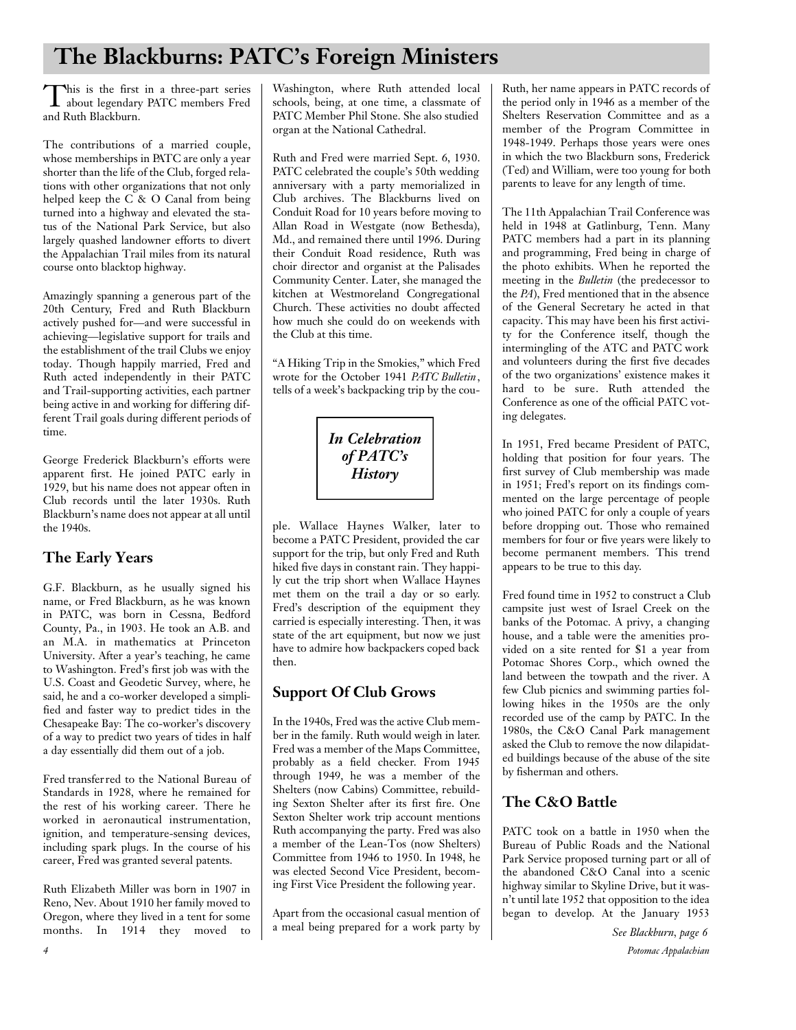# The Blackburns: PATC's Foreign Ministers

This is the first in a three-part series about legendary PATC members Fred and Ruth Blackburn.

The contributions of a married couple, whose memberships in PATC are only a year shorter than the life of the Club, forged relations with other organizations that not only helped keep the C & O Canal from being turned into a highway and elevated the status of the National Park Service, but also largely quashed landowner efforts to divert the Appalachian Trail miles from its natural course onto blacktop highway.

Amazingly spanning a generous part of the 20th Century, Fred and Ruth Blackburn actively pushed for—and were successful in achieving—legislative support for trails and the establishment of the trail Clubs we enjoy today. Though happily married, Fred and Ruth acted independently in their PATC and Trail-supporting activities, each partner being active in and working for differing different Trail goals during different periods of time.

George Frederick Blackburn's efforts were apparent first. He joined PATC early in 1929, but his name does not appear often in Club records until the later 1930s. Ruth Blackburn's name does not appear at all until the 1940s.

## The Early Years

G.F. Blackburn, as he usually signed his name, or Fred Blackburn, as he was known in PATC, was born in Cessna, Bedford County, Pa., in 1903. He took an A.B. and an M.A. in mathematics at Princeton University. After a year's teaching, he came to Washington. Fred's first job was with the U.S. Coast and Geodetic Survey, where, he said, he and a co-worker developed a simplified and faster way to predict tides in the Chesapeake Bay: The co-worker's discovery of a way to predict two years of tides in half a day essentially did them out of a job.

Fred transferred to the National Bureau of Standards in 1928, where he remained for the rest of his working career. There he worked in aeronautical instrumentation, ignition, and temperature-sensing devices, including spark plugs. In the course of his career, Fred was granted several patents.

Ruth Elizabeth Miller was born in 1907 in Reno, Nev. About 1910 her family moved to Oregon, where they lived in a tent for some months. In 1914 they moved to Washington, where Ruth attended local schools, being, at one time, a classmate of PATC Member Phil Stone. She also studied organ at the National Cathedral.

Ruth and Fred were married Sept. 6, 1930. PATC celebrated the couple's 50th wedding anniversary with a party memorialized in Club archives. The Blackburns lived on Conduit Road for 10 years before moving to Allan Road in Westgate (now Bethesda), Md., and remained there until 1996. During their Conduit Road residence, Ruth was choir director and organist at the Palisades Community Center. Later, she managed the kitchen at Westmoreland Congregational Church. These activities no doubt affected how much she could do on weekends with the Club at this time.

"A Hiking Trip in the Smokies," which Fred wrote for the October 1941 *PATC Bulletin*, tells of a week's backpacking trip by the couple. Wallace Haynes Walker, later to become a PATC President, provided the car support for the trip, but only Fred and Ruth hiked five days in constant rain. They happily cut the trip short when Wallace Haynes met them on the trail a day or so early. Fred's description of the equipment they carried is especially interesting. Then, it was state of the art equipment, but now we just have to admire how backpackers coped back then.

***In Celebration of PATC's History***

## Support Of Club Grows

In the 1940s, Fred was the active Club member in the family. Ruth would weigh in later. Fred was a member of the Maps Committee, probably as a field checker. From 1945 through 1949, he was a member of the Shelters (now Cabins) Committee, rebuilding Sexton Shelter after its first fire. One Sexton Shelter work trip account mentions Ruth accompanying the party. Fred was also a member of the Lean-Tos (now Shelters) Committee from 1946 to 1950. In 1948, he was elected Second Vice President, becoming First Vice President the following year.

Apart from the occasional casual mention of a meal being prepared for a work party by Ruth, her name appears in PATC records of the period only in 1946 as a member of the Shelters Reservation Committee and as a member of the Program Committee in 1948-1949. Perhaps those years were ones in which the two Blackburn sons, Frederick (Ted) and William, were too young for both parents to leave for any length of time.

The 11th Appalachian Trail Conference was held in 1948 at Gatlinburg, Tenn. Many PATC members had a part in its planning and programming, Fred being in charge of the photo exhibits. When he reported the meeting in the *Bulletin* (the predecessor to the *PA*), Fred mentioned that in the absence of the General Secretary he acted in that capacity. This may have been his first activity for the Conference itself, though the intermingling of the ATC and PATC work and volunteers during the first five decades of the two organizations' existence makes it hard to be sure. Ruth attended the Conference as one of the official PATC voting delegates.

In 1951, Fred became President of PATC, holding that position for four years. The first survey of Club membership was made in 1951; Fred's report on its findings commented on the large percentage of people who joined PATC for only a couple of years before dropping out. Those who remained members for four or five years were likely to become permanent members. This trend appears to be true to this day.

Fred found time in 1952 to construct a Club campsite just west of Israel Creek on the banks of the Potomac. A privy, a changing house, and a table were the amenities provided on a site rented for $1 a year from Potomac Shores Corp., which owned the land between the towpath and the river. A few Club picnics and swimming parties following hikes in the 1950s are the only recorded use of the camp by PATC. In the 1980s, the C&O Canal Park management asked the Club to remove the now dilapidated buildings because of the abuse of the site by fisherman and others.

## The C&O Battle

PATC took on a battle in 1950 when the Bureau of Public Roads and the National Park Service proposed turning part or all of the abandoned C&O Canal into a scenic highway similar to Skyline Drive, but it wasn't until late 1952 that opposition to the idea began to develop. At the January 1953

*See Blackburn, page 6*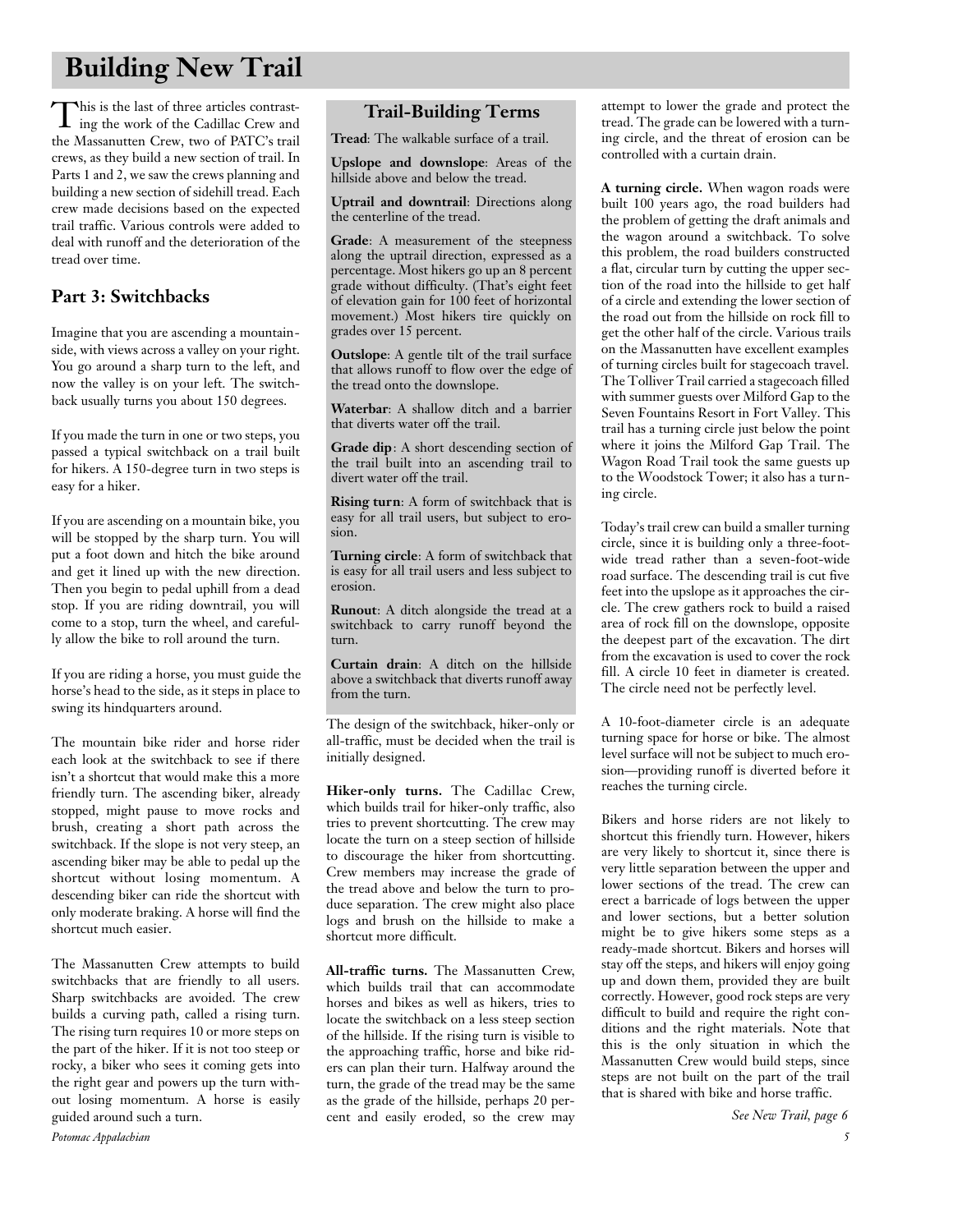# Building New Trail

This is the last of three articles contrasting the work of the Cadillac Crew and the Massanutten Crew, two of PATC's trail crews, as they build a new section of trail. In Parts 1 and 2, we saw the crews planning and building a new section of sidehill tread. Each crew made decisions based on the expected trail traffic. Various controls were added to deal with runoff and the deterioration of the tread over time.

## Part 3: Switchbacks

Imagine that you are ascending a mountainside, with views across a valley on your right. You go around a sharp turn to the left, and now the valley is on your left. The switchback usually turns you about 150 degrees.

If you made the turn in one or two steps, you passed a typical switchback on a trail built for hikers. A 150-degree turn in two steps is easy for a hiker.

If you are ascending on a mountain bike, you will be stopped by the sharp turn. You will put a foot down and hitch the bike around and get it lined up with the new direction. Then you begin to pedal uphill from a dead stop. If you are riding downtrail, you will come to a stop, turn the wheel, and carefully allow the bike to roll around the turn.

If you are riding a horse, you must guide the horse's head to the side, as it steps in place to swing its hindquarters around.

The mountain bike rider and horse rider each look at the switchback to see if there isn't a shortcut that would make this a more friendly turn. The ascending biker, already stopped, might pause to move rocks and brush, creating a short path across the switchback. If the slope is not very steep, an ascending biker may be able to pedal up the shortcut without losing momentum. A descending biker can ride the shortcut with only moderate braking. A horse will find the shortcut much easier.

The Massanutten Crew attempts to build switchbacks that are friendly to all users. Sharp switchbacks are avoided. The crew builds a curving path, called a rising turn. The rising turn requires 10 or more steps on the part of the hiker. If it is not too steep or rocky, a biker who sees it coming gets into the right gear and powers up the turn without losing momentum. A horse is easily guided around such a turn.

### Trail-Building Terms

**Tread**: The walkable surface of a trail.

**Upslope and downslope**: Areas of the hillside above and below the tread.

**Uptrail and downtrail**: Directions along the centerline of the tread.

**Grade**: A measurement of the steepness along the uptrail direction, expressed as a percentage. Most hikers go up an 8 percent grade without difficulty. (That's eight feet of elevation gain for 100 feet of horizontal movement.) Most hikers tire quickly on grades over 15 percent.

**Outslope**: A gentle tilt of the trail surface that allows runoff to flow over the edge of the tread onto the downslope.

**Waterbar**: A shallow ditch and a barrier that diverts water off the trail.

**Grade dip**: A short descending section of the trail built into an ascending trail to divert water off the trail.

**Rising turn**: A form of switchback that is easy for all trail users, but subject to erosion.

**Turning circle**: A form of switchback that is easy for all trail users and less subject to erosion.

**Runout**: A ditch alongside the tread at a switchback to carry runoff beyond the turn.

**Curtain drain**: A ditch on the hillside above a switchback that diverts runoff away from the turn.

The design of the switchback, hiker-only or all-traffic, must be decided when the trail is initially designed.

**Hiker-only turns.** The Cadillac Crew, which builds trail for hiker-only traffic, also tries to prevent shortcutting. The crew may locate the turn on a steep section of hillside to discourage the hiker from shortcutting. Crew members may increase the grade of the tread above and below the turn to produce separation. The crew might also place logs and brush on the hillside to make a shortcut more difficult.

**All-traffic turns.** The Massanutten Crew, which builds trail that can accommodate horses and bikes as well as hikers, tries to locate the switchback on a less steep section of the hillside. If the rising turn is visible to the approaching traffic, horse and bike riders can plan their turn. Halfway around the turn, the grade of the tread may be the same as the grade of the hillside, perhaps 20 percent and easily eroded, so the crew may attempt to lower the grade and protect the tread. The grade can be lowered with a turning circle, and the threat of erosion can be controlled with a curtain drain.

**A turning circle.** When wagon roads were built 100 years ago, the road builders had the problem of getting the draft animals and the wagon around a switchback. To solve this problem, the road builders constructed a flat, circular turn by cutting the upper section of the road into the hillside to get half of a circle and extending the lower section of the road out from the hillside on rock fill to get the other half of the circle. Various trails on the Massanutten have excellent examples of turning circles built for stagecoach travel. The Tolliver Trail carried a stagecoach filled with summer guests over Milford Gap to the Seven Fountains Resort in Fort Valley. This trail has a turning circle just below the point where it joins the Milford Gap Trail. The Wagon Road Trail took the same guests up to the Woodstock Tower; it also has a turning circle.

Today's trail crew can build a smaller turning circle, since it is building only a three-foot-wide tread rather than a seven-foot-wide road surface. The descending trail is cut five feet into the upslope as it approaches the circle. The crew gathers rock to build a raised area of rock fill on the downslope, opposite the deepest part of the excavation. The dirt from the excavation is used to cover the rock fill. A circle 10 feet in diameter is created. The circle need not be perfectly level.

A 10-foot-diameter circle is an adequate turning space for horse or bike. The almost level surface will not be subject to much erosion—providing runoff is diverted before it reaches the turning circle.

Bikers and horse riders are not likely to shortcut this friendly turn. However, hikers are very likely to shortcut it, since there is very little separation between the upper and lower sections of the tread. The crew can erect a barricade of logs between the upper and lower sections, but a better solution might be to give hikers some steps as a ready-made shortcut. Bikers and horses will stay off the steps, and hikers will enjoy going up and down them, provided they are built correctly. However, good rock steps are very difficult to build and require the right conditions and the right materials. Note that this is the only situation in which the Massanutten Crew would build steps, since steps are not built on the part of the trail that is shared with bike and horse traffic.

*See New Trail, page 6*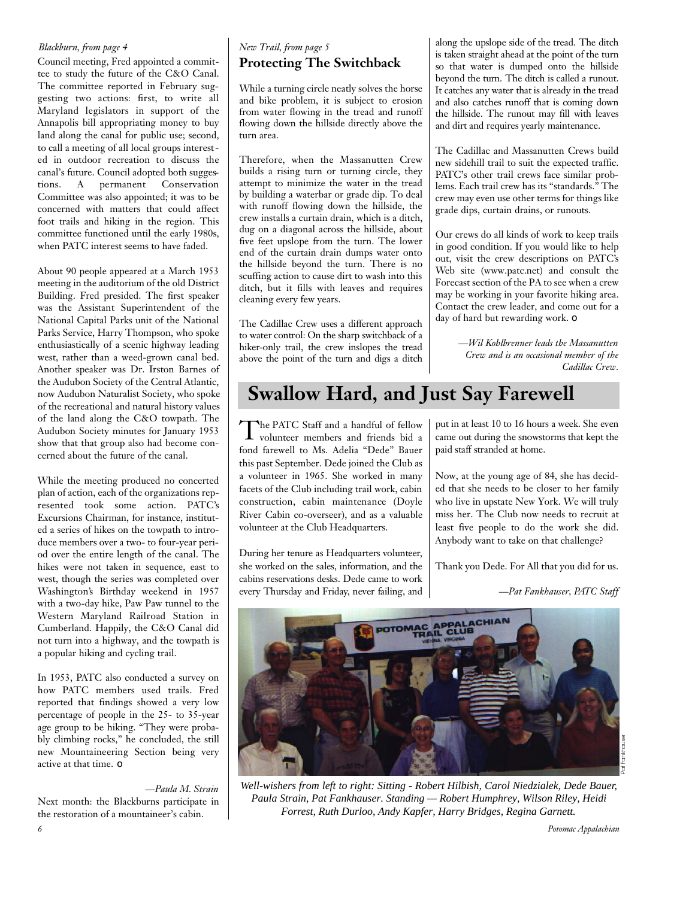*Blackburn, from page 4*

Council meeting, Fred appointed a committee to study the future of the C&O Canal. The committee reported in February suggesting two actions: first, to write all Maryland legislators in support of the Annapolis bill appropriating money to buy land along the canal for public use; second, to call a meeting of all local groups interested in outdoor recreation to discuss the canal's future. Council adopted both suggestions. A permanent Conservation Committee was also appointed; it was to be concerned with matters that could affect foot trails and hiking in the region. This committee functioned until the early 1980s, when PATC interest seems to have faded.

About 90 people appeared at a March 1953 meeting in the auditorium of the old District Building. Fred presided. The first speaker was the Assistant Superintendent of the National Capital Parks unit of the National Parks Service, Harry Thompson, who spoke enthusiastically of a scenic highway leading west, rather than a weed-grown canal bed. Another speaker was Dr. Irston Barnes of the Audubon Society of the Central Atlantic, now Audubon Naturalist Society, who spoke of the recreational and natural history values of the land along the C&O towpath. The Audubon Society minutes for January 1953 show that that group also had become concerned about the future of the canal.

While the meeting produced no concerted plan of action, each of the organizations represented took some action. PATC's Excursions Chairman, for instance, instituted a series of hikes on the towpath to introduce members over a two- to four-year period over the entire length of the canal. The hikes were not taken in sequence, east to west, though the series was completed over Washington's Birthday weekend in 1957 with a two-day hike, Paw Paw tunnel to the Western Maryland Railroad Station in Cumberland. Happily, the C&O Canal did not turn into a highway, and the towpath is a popular hiking and cycling trail.

In 1953, PATC also conducted a survey on how PATC members used trails. Fred reported that findings showed a very low percentage of people in the 25- to 35-year age group to be hiking. "They were probably climbing rocks," he concluded, the still new Mountaineering Section being very active at that time. ❍

*—Paula M. Strain*

Next month: the Blackburns participate in the restoration of a mountaineer's cabin.

*New Trail, from page 5*

## Protecting The Switchback

While a turning circle neatly solves the horse and bike problem, it is subject to erosion from water flowing in the tread and runoff flowing down the hillside directly above the turn area.

Therefore, when the Massanutten Crew builds a rising turn or turning circle, they attempt to minimize the water in the tread by building a waterbar or grade dip. To deal with runoff flowing down the hillside, the crew installs a curtain drain, which is a ditch, dug on a diagonal across the hillside, about five feet upslope from the turn. The lower end of the curtain drain dumps water onto the hillside beyond the turn. There is no scuffing action to cause dirt to wash into this ditch, but it fills with leaves and requires cleaning every few years.

The Cadillac Crew uses a different approach to water control: On the sharp switchback of a hiker-only trail, the crew inslopes the tread above the point of the turn and digs a ditch along the upslope side of the tread. The ditch is taken straight ahead at the point of the turn so that water is dumped onto the hillside beyond the turn. The ditch is called a runout. It catches any water that is already in the tread and also catches runoff that is coming down the hillside. The runout may fill with leaves and dirt and requires yearly maintenance.

The Cadillac and Massanutten Crews build new sidehill trail to suit the expected traffic. PATC's other trail crews face similar problems. Each trail crew has its "standards." The crew may even use other terms for things like grade dips, curtain drains, or runouts.

Our crews do all kinds of work to keep trails in good condition. If you would like to help out, visit the crew descriptions on PATC's Web site (www.patc.net) and consult the Forecast section of the PA to see when a crew may be working in your favorite hiking area. Contact the crew leader, and come out for a day of hard but rewarding work. ❍

*—Wil Kohlbrenner leads the Massanutten Crew and is an occasional member of the Cadillac Crew.*

# Swallow Hard, and Just Say Farewell

The PATC Staff and a handful of fellow volunteer members and friends bid a fond farewell to Ms. Adelia "Dede" Bauer this past September. Dede joined the Club as a volunteer in 1965. She worked in many facets of the Club including trail work, cabin construction, cabin maintenance (Doyle River Cabin co-overseer), and as a valuable volunteer at the Club Headquarters.

During her tenure as Headquarters volunteer, she worked on the sales, information, and the cabins reservations desks. Dede came to work every Thursday and Friday, never failing, and put in at least 10 to 16 hours a week. She even came out during the snowstorms that kept the paid staff stranded at home.

Now, at the young age of 84, she has decided that she needs to be closer to her family who live in upstate New York. We will truly miss her. The Club now needs to recruit at least five people to do the work she did. Anybody want to take on that challenge?

Thank you Dede. For All that you did for us.

*—Pat Fankhauser, PATC Staff*

*Well-wishers from left to right: Sitting - Robert Hilbish, Carol Niedzialek, Dede Bauer, Paula Strain, Pat Fankhauser. Standing — Robert Humphrey, Wilson Riley, Heidi Forrest, Ruth Durloo, Andy Kapfer, Harry Bridges, Regina Garnett.*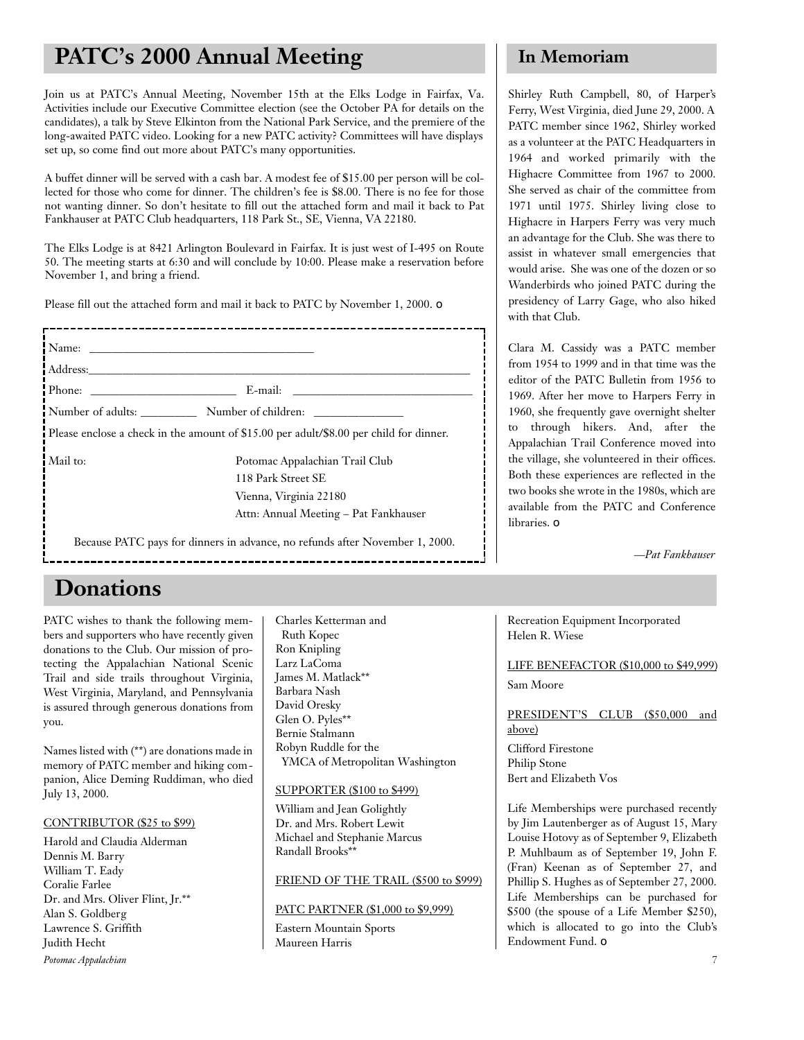## PATC's 2000 Annual Meeting

Join us at PATC's Annual Meeting, November 15th at the Elks Lodge in Fairfax, Va. Activities include our Executive Committee election (see the October PA for details on the candidates), a talk by Steve Elkinton from the National Park Service, and the premiere of the long-awaited PATC video. Looking for a new PATC activity? Committees will have displays set up, so come find out more about PATC's many opportunities.

A buffet dinner will be served with a cash bar. A modest fee of $15.00 per person will be collected for those who come for dinner. The children's fee is $8.00. There is no fee for those not wanting dinner. So don't hesitate to fill out the attached form and mail it back to Pat Fankhauser at PATC Club headquarters, 118 Park St., SE, Vienna, VA 22180.

The Elks Lodge is at 8421 Arlington Boulevard in Fairfax. It is just west of I-495 on Route 50. The meeting starts at 6:30 and will conclude by 10:00. Please make a reservation before November 1, and bring a friend.

Please fill out the attached form and mail it back to PATC by November 1, 2000. o

Name: ______________________________

Address: ______________________________

Phone: ____________________ E-mail: ____________________

Number of adults: _________ Number of children: ______________

Please enclose a check in the amount of $15.00 per adult/$8.00 per child for dinner.

Mail to:
Potomac Appalachian Trail Club
118 Park Street SE
Vienna, Virginia 22180
Attn: Annual Meeting – Pat Fankhauser

Because PATC pays for dinners in advance, no refunds after November 1, 2000.

## In Memoriam

Shirley Ruth Campbell, 80, of Harper's Ferry, West Virginia, died June 29, 2000. A PATC member since 1962, Shirley worked as a volunteer at the PATC Headquarters in 1964 and worked primarily with the Highacre Committee from 1967 to 2000. She served as chair of the committee from 1971 until 1975. Shirley living close to Highacre in Harpers Ferry was very much an advantage for the Club. She was there to assist in whatever small emergencies that would arise. She was one of the dozen or so Wanderbirds who joined PATC during the presidency of Larry Gage, who also hiked with that Club.

Clara M. Cassidy was a PATC member from 1954 to 1999 and in that time was the editor of the PATC Bulletin from 1956 to 1969. After her move to Harpers Ferry in 1960, she frequently gave overnight shelter to through hikers. And, after the Appalachian Trail Conference moved into the village, she volunteered in their offices. Both these experiences are reflected in the two books she wrote in the 1980s, which are available from the PATC and Conference libraries. o

*—Pat Fankhauser*

## Donations

PATC wishes to thank the following members and supporters who have recently given donations to the Club. Our mission of protecting the Appalachian National Scenic Trail and side trails throughout Virginia, West Virginia, Maryland, and Pennsylvania is assured through generous donations from you.

Names listed with (**) are donations made in memory of PATC member and hiking companion, Alice Deming Ruddiman, who died July 13, 2000.

CONTRIBUTOR ($25 to $99)

Harold and Claudia Alderman
Dennis M. Barry
William T. Eady
Coralie Farlee
Dr. and Mrs. Oliver Flint, Jr.**
Alan S. Goldberg
Lawrence S. Griffith
Judith Hecht
Charles Ketterman and Ruth Kopec
Ron Knipling
Larz LaComa
James M. Matlack**
Barbara Nash
David Oresky
Glen O. Pyles**
Bernie Stalmann
Robyn Ruddle for the YMCA of Metropolitan Washington

SUPPORTER ($100 to $499)

William and Jean Golightly
Dr. and Mrs. Robert Lewit
Michael and Stephanie Marcus
Randall Brooks**

FRIEND OF THE TRAIL ($500 to $999)

PATC PARTNER ($1,000 to $9,999)

Eastern Mountain Sports
Maureen Harris
Recreation Equipment Incorporated
Helen R. Wiese

LIFE BENEFACTOR ($10,000 to $49,999)

Sam Moore

PRESIDENT'S CLUB ($50,000 and above)

Clifford Firestone
Philip Stone
Bert and Elizabeth Vos

Life Memberships were purchased recently by Jim Lautenberger as of August 15, Mary Louise Hotovy as of September 9, Elizabeth P. Muhlbaum as of September 19, John F. (Fran) Keenan as of September 27, and Phillip S. Hughes as of September 27, 2000. Life Memberships can be purchased for $500 (the spouse of a Life Member $250), which is allocated to go into the Club's Endowment Fund. o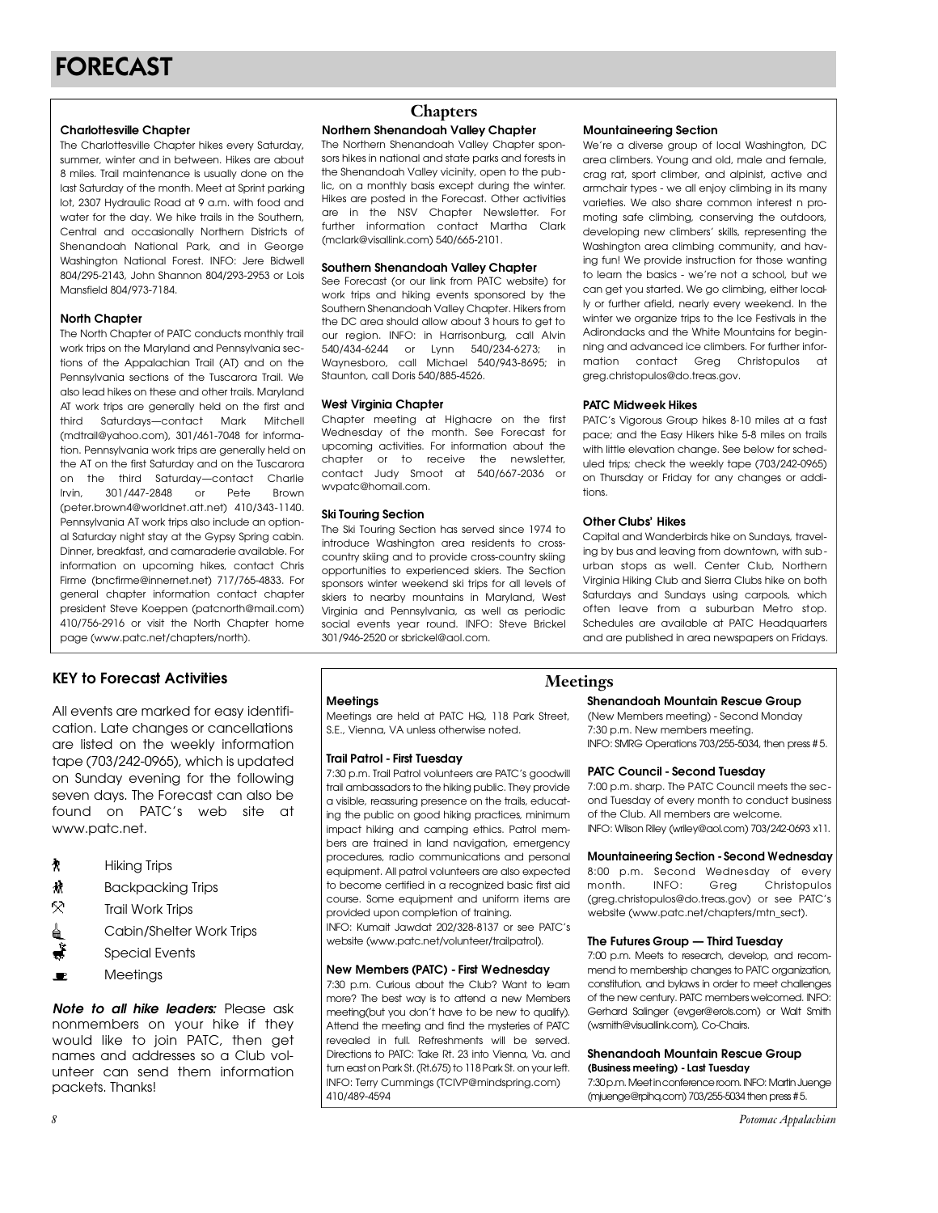# FORECAST

## Chapters

### Charlottesville Chapter

The Charlottesville Chapter hikes every Saturday, summer, winter and in between. Hikes are about 8 miles. Trail maintenance is usually done on the last Saturday of the month. Meet at Sprint parking lot, 2307 Hydraulic Road at 9 a.m. with food and water for the day. We hike trails in the Southern, Central and occasionally Northern Districts of Shenandoah National Park, and in George Washington National Forest. INFO: Jere Bidwell 804/295-2143, John Shannon 804/293-2953 or Lois Mansfield 804/973-7184.

### North Chapter

The North Chapter of PATC conducts monthly trail work trips on the Maryland and Pennsylvania sections of the Appalachian Trail (AT) and on the Pennsylvania sections of the Tuscarora Trail. We also lead hikes on these and other trails. Maryland AT work trips are generally held on the first and third Saturdays—contact Mark Mitchell (mdtrail@yahoo.com), 301/461-7048 for information. Pennsylvania work trips are generally held on the AT on the first Saturday and on the Tuscarora on the third Saturday—contact Charlie Irvin, 301/447-2848 or Pete Brown (peter.brown4@worldnet.att.net) 410/343-1140. Pennsylvania AT work trips also include an optional Saturday night stay at the Gypsy Spring cabin. Dinner, breakfast, and camaraderie available. For information on upcoming hikes, contact Chris Firme (bncfirme@innernet.net) 717/765-4833. For general chapter information contact chapter president Steve Koeppen (patcnorth@mail.com) 410/756-2916 or visit the North Chapter home page (www.patc.net/chapters/north).

### Northern Shenandoah Valley Chapter

The Northern Shenandoah Valley Chapter sponsors hikes in national and state parks and forests in the Shenandoah Valley vicinity, open to the public, on a monthly basis except during the winter. Hikes are posted in the Forecast. Other activities are in the NSV Chapter Newsletter. For further information contact Martha Clark (mclark@visallink.com) 540/665-2101.

### Southern Shenandoah Valley Chapter

See Forecast (or our link from PATC website) for work trips and hiking events sponsored by the Southern Shenandoah Valley Chapter. Hikers from the DC area should allow about 3 hours to get to our region. INFO: in Harrisonburg, call Alvin 540/434-6244 or Lynn 540/234-6273; in Waynesboro, call Michael 540/943-8695; in Staunton, call Doris 540/885-4526.

### West Virginia Chapter

Chapter meeting at Highacre on the first Wednesday of the month. See Forecast for upcoming activities. For information about the chapter or to receive the newsletter, contact Judy Smoot at 540/667-2036 or wvpatc@homail.com.

### Ski Touring Section

The Ski Touring Section has served since 1974 to introduce Washington area residents to cross-country skiing and to provide cross-country skiing opportunities to experienced skiers. The Section sponsors winter weekend ski trips for all levels of skiers to nearby mountains in Maryland, West Virginia and Pennsylvania, as well as periodic social events year round. INFO: Steve Brickel 301/946-2520 or sbrickel@aol.com.

### Mountaineering Section

We're a diverse group of local Washington, DC area climbers. Young and old, male and female, crag rat, sport climber, and alpinist, active and armchair types - we all enjoy climbing in its many varieties. We also share common interest n promoting safe climbing, conserving the outdoors, developing new climbers' skills, representing the Washington area climbing community, and having fun! We provide instruction for those wanting to learn the basics - we're not a school, but we can get you started. We go climbing, either locally or further afield, nearly every weekend. In the winter we organize trips to the Ice Festivals in the Adirondacks and the White Mountains for beginning and advanced ice climbers. For further information contact Greg Christopulos at greg.christopulos@do.treas.gov.

### PATC Midweek Hikes

PATC's Vigorous Group hikes 8-10 miles at a fast pace; and the Easy Hikers hike 5-8 miles on trails with little elevation change. See below for scheduled trips; check the weekly tape (703/242-0965) on Thursday or Friday for any changes or additions.

### Other Clubs' Hikes

Capital and Wanderbirds hike on Sundays, traveling by bus and leaving from downtown, with suburban stops as well. Center Club, Northern Virginia Hiking Club and Sierra Clubs hike on both Saturdays and Sundays using carpools, which often leave from a suburban Metro stop. Schedules are available at PATC Headquarters and are published in area newspapers on Fridays.

## KEY to Forecast Activities

All events are marked for easy identification. Late changes or cancellations are listed on the weekly information tape (703/242-0965), which is updated on Sunday evening for the following seven days. The Forecast can also be found on PATC's web site at www.patc.net.

- Hiking Trips
- Backpacking Trips
- Trail Work Trips
- Cabin/Shelter Work Trips
- Special Events
- Meetings

***Note to all hike leaders:*** Please ask nonmembers on your hike if they would like to join PATC, then get names and addresses so a Club volunteer can send them information packets. Thanks!

## Meetings

### Meetings

Meetings are held at PATC HQ, 118 Park Street, S.E., Vienna, VA unless otherwise noted.

### Trail Patrol - First Tuesday

7:30 p.m. Trail Patrol volunteers are PATC's goodwill trail ambassadors to the hiking public. They provide a visible, reassuring presence on the trails, educating the public on good hiking practices, minimum impact hiking and camping ethics. Patrol members are trained in land navigation, emergency procedures, radio communications and personal equipment. All patrol volunteers are also expected to become certified in a recognized basic first aid course. Some equipment and uniform items are provided upon completion of training.
INFO: Kumait Jawdat 202/328-8137 or see PATC's website (www.patc.net/volunteer/trailpatrol).

### New Members (PATC) - First Wednesday

7:30 p.m. Curious about the Club? Want to learn more? The best way is to attend a new Members meeting(but you don't have to be new to qualify). Attend the meeting and find the mysteries of PATC revealed in full. Refreshments will be served. Directions to PATC: Take Rt. 23 into Vienna, Va. and turn east on Park St. (Rt.675) to 118 Park St. on your left. INFO: Terry Cummings (TCIVP@mindspring.com) 410/489-4594

### Shenandoah Mountain Rescue Group

(New Members meeting) - Second Monday
7:30 p.m. New members meeting.
INFO: SMRG Operations 703/255-5034, then press # 5.

### PATC Council - Second Tuesday

7:00 p.m. sharp. The PATC Council meets the second Tuesday of every month to conduct business of the Club. All members are welcome.
INFO: Wilson Riley (wriley@aol.com) 703/242-0693 x11.

### Mountaineering Section - Second Wednesday

8:00 p.m. Second Wednesday of every month. INFO: Greg Christopulos (greg.christopulos@do.treas.gov) or see PATC's website (www.patc.net/chapters/mtn_sect).

### The Futures Group — Third Tuesday

7:00 p.m. Meets to research, develop, and recommend to membership changes to PATC organization, constitution, and bylaws in order to meet challenges of the new century. PATC members welcomed. INFO: Gerhard Salinger (evger@erols.com) or Walt Smith (wsmith@visuallink.com), Co-Chairs.

### Shenandoah Mountain Rescue Group (Business meeting) - Last Tuesday

7:30 p.m. Meet in conference room. INFO: Martin Juenge (mjuenge@rpihq.com) 703/255-5034 then press # 5.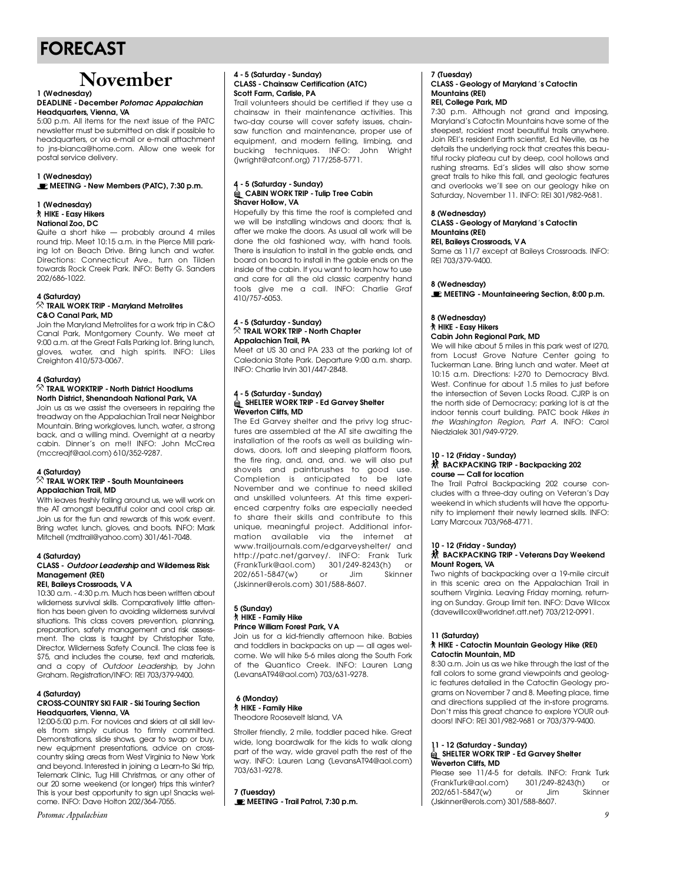# FORECAST

## November

**1 (Wednesday)**
**DEADLINE - December *Potomac Appalachian***
**Headquarters, Vienna, VA**
5:00 p.m. All items for the next issue of the PATC newsletter must be submitted on disk if possible to headquarters, or via e-mail or e-mail attachment to jns-bianca@home.com. Allow one week for postal service delivery.

**1 (Wednesday)**
**MEETING - New Members (PATC), 7:30 p.m.**

**1 (Wednesday)**
**HIKE - Easy Hikers**
**National Zoo, DC**
Quite a short hike — probably around 4 miles round trip. Meet 10:15 a.m. in the Pierce Mill parking lot on Beach Drive. Bring lunch and water. Directions: Connecticut Ave., turn on Tilden towards Rock Creek Park. INFO: Betty G. Sanders 202/686-1022.

**4 (Saturday)**
**TRAIL WORK TRIP - Maryland Metrolites**
**C&O Canal Park, MD**
Join the Maryland Metrolites for a work trip in C&O Canal Park, Montgomery County. We meet at 9:00 a.m. at the Great Falls Parking lot. Bring lunch, gloves, water, and high spirits. INFO: Liles Creighton 410/573-0067.

**4 (Saturday)**
**TRAIL WORKTRIP - North District Hoodlums**
**North District, Shenandoah National Park, VA**
Join us as we assist the overseers in repairing the treadway on the Appalachian Trail near Neighbor Mountain. Bring workgloves, lunch, water, a strong back, and a willing mind. Overnight at a nearby cabin. Dinner's on me!! INFO: John McCrea (mccreajf@aol.com) 610/352-9287.

**4 (Saturday)**
**TRAIL WORK TRIP - South Mountaineers**
**Appalachian Trail, MD**
With leaves freshly falling around us, we will work on the AT amongst beautiful color and cool crisp air. Join us for the fun and rewards of this work event. Bring water, lunch, gloves, and boots. INFO: Mark Mitchell (mdtrail@yahoo.com) 301/461-7048.

**4 (Saturday)**
**CLASS - *Outdoor Leadership* and Wilderness Risk Management (REI)**
**REI, Baileys Crossroads, VA**
10:30 a.m. - 4:30 p.m. Much has been written about wilderness survival skills. Comparatively little attention has been given to avoiding wilderness survival situations. This class covers prevention, planning, preparation, safety management and risk assessment. The class is taught by Christopher Tate, Director, Wilderness Safety Council. The class fee is $75, and includes the course, text and materials, and a copy of *Outdoor Leadership*, by John Graham. Registration/INFO: REI 703/379-9400.

**4 (Saturday)**
**CROSS-COUNTRY SKI FAIR - Ski Touring Section**
**Headquarters, Vienna, VA**
12:00-5:00 p.m. For novices and skiers at all skill levels from simply curious to firmly committed. Demonstrations, slide shows, gear to swap or buy, new equipment presentations, advice on cross-country skiing areas from West Virginia to New York and beyond. Interested in joining a Learn-to Ski trip, Telemark Clinic, Tug Hill Christmas, or any other of our 20 some weekend (or longer) trips this winter? This is your best opportunity to sign up! Snacks welcome. INFO: Dave Holton 202/364-7055.

**4 - 5 (Saturday - Sunday)**
**CLASS - Chainsaw Certification (ATC)**
**Scott Farm, Carlisle, PA**
Trail volunteers should be certified if they use a chainsaw in their maintenance activities. This two-day course will cover safety issues, chainsaw function and maintenance, proper use of equipment, and modern felling, limbing, and bucking techniques. INFO: John Wright (jwright@atconf.org) 717/258-5771.

**4 - 5 (Saturday - Sunday)**
**CABIN WORK TRIP - Tulip Tree Cabin**
**Shaver Hollow, VA**
Hopefully by this time the roof is completed and we will be installing windows and doors; that is, after we make the doors. As usual all work will be done the old fashioned way, with hand tools. There is insulation to install in the gable ends, and board on board to install in the gable ends on the inside of the cabin. If you want to learn how to use and care for all the old classic carpentry hand tools give me a call. INFO: Charlie Graf 410/757-6053.

**4 - 5 (Saturday - Sunday)**
**TRAIL WORK TRIP - North Chapter**
**Appalachian Trail, PA**
Meet at US 30 and PA 233 at the parking lot of Caledonia State Park. Departure 9:00 a.m. sharp. INFO: Charlie Irvin 301/447-2848.

**4 - 5 (Saturday - Sunday)**
**SHELTER WORK TRIP - Ed Garvey Shelter**
**Weverton Cliffs, MD**
The Ed Garvey shelter and the privy log structures are assembled at the AT site awaiting the installation of the roofs as well as building windows, doors, loft and sleeping platform floors, the fire ring, and, and, and. we will also put shovels and paintbrushes to good use. Completion is anticipated to be late November and we continue to need skilled and unskilled volunteers. At this time experienced carpentry folks are especially needed to share their skills and contribute to this unique, meaningful project. Additional information available via the internet at www.trailjournals.com/edgarveyshelter/ and http://patc.net/garvey/. INFO: Frank Turk (FrankTurk@aol.com) 301/249-8243(h) or 202/651-5847(w) or Jim Skinner (Jskinner@erols.com) 301/588-8607.

**5 (Sunday)**
**HIKE - Family Hike**
**Prince William Forest Park, VA**
Join us for a kid-friendly afternoon hike. Babies and toddlers in backpacks on up — all ages welcome. We will hike 5-6 miles along the South Fork of the Quantico Creek. INFO: Lauren Lang (LevansAT94@aol.com) 703/631-9278.

**6 (Monday)**
**HIKE - Family Hike**
Theodore Roosevelt Island, VA

Stroller friendly, 2 mile, toddler paced hike. Great wide, long boardwalk for the kids to walk along part of the way, wide gravel path the rest of the way. INFO: Lauren Lang (LevansAT94@aol.com) 703/631-9278.

**7 (Tuesday)**
**MEETING - Trail Patrol, 7:30 p.m.**

**7 (Tuesday)**
**CLASS - Geology of Maryland's Catoctin Mountains (REI)**
**REI, College Park, MD**
7:30 p.m. Although not grand and imposing, Maryland's Catoctin Mountains have some of the steepest, rockiest most beautiful trails anywhere. Join REI's resident Earth scientist, Ed Neville, as he details the underlying rock that creates this beautiful rocky plateau cut by deep, cool hollows and rushing streams. Ed's slides will also show some great trails to hike this fall, and geologic features and overlooks we'll see on our geology hike on Saturday, November 11. INFO: REI 301/982-9681.

**8 (Wednesday)**
**CLASS - Geology of Maryland's Catoctin Mountains (REI)**
**REI, Baileys Crossroads, VA**
Same as 11/7 except at Baileys Crossroads. INFO: REI 703/379-9400.

**8 (Wednesday)**
**MEETING - Mountaineering Section, 8:00 p.m.**

**8 (Wednesday)**
**HIKE - Easy Hikers**
**Cabin John Regional Park, MD**
We will hike about 5 miles in this park west of I270, from Locust Grove Nature Center going to Tuckerman Lane. Bring lunch and water. Meet at 10:15 a.m. Directions: I-270 to Democracy Blvd. West. Continue for about 1.5 miles to just before the intersection of Seven Locks Road. CJRP is on the north side of Democracy; parking lot is at the indoor tennis court building. PATC book *Hikes in the Washington Region, Part A*. INFO: Carol Niedzialek 301/949-9729.

**10 - 12 (Friday - Sunday)**
**BACKPACKING TRIP - Backpacking 202 course — Call for location**
The Trail Patrol Backpacking 202 course concludes with a three-day outing on Veteran's Day weekend in which students will have the opportunity to implement their newly learned skills. INFO: Larry Marcoux 703/968-4771.

**10 - 12 (Friday - Sunday)**
**BACKPACKING TRIP - Veterans Day Weekend**
**Mount Rogers, VA**
Two nights of backpacking over a 19-mile circuit in this scenic area on the Appalachian Trail in southern Virginia. Leaving Friday morning, returning on Sunday. Group limit ten. INFO: Dave Wilcox (davewillcox@worldnet.att.net) 703/212-0991.

**11 (Saturday)**
**HIKE - Catoctin Mountain Geology Hike (REI)**
**Catoctin Mountain, MD**
8:30 a.m. Join us as we hike through the last of the fall colors to some grand viewpoints and geologic features detailed in the Catoctin Geology programs on November 7 and 8. Meeting place, time and directions supplied at the in-store programs. Don't miss this great chance to explore YOUR outdoors! INFO: REI 301/982-9681 or 703/379-9400.

**11 - 12 (Saturday - Sunday)**
**SHELTER WORK TRIP - Ed Garvey Shelter**
**Weverton Cliffs, MD**
Please see 11/4-5 for details. INFO: Frank Turk (FrankTurk@aol.com) 301/249-8243(h) or 202/651-5847(w) or Jim Skinner (Jskinner@erols.com) 301/588-8607.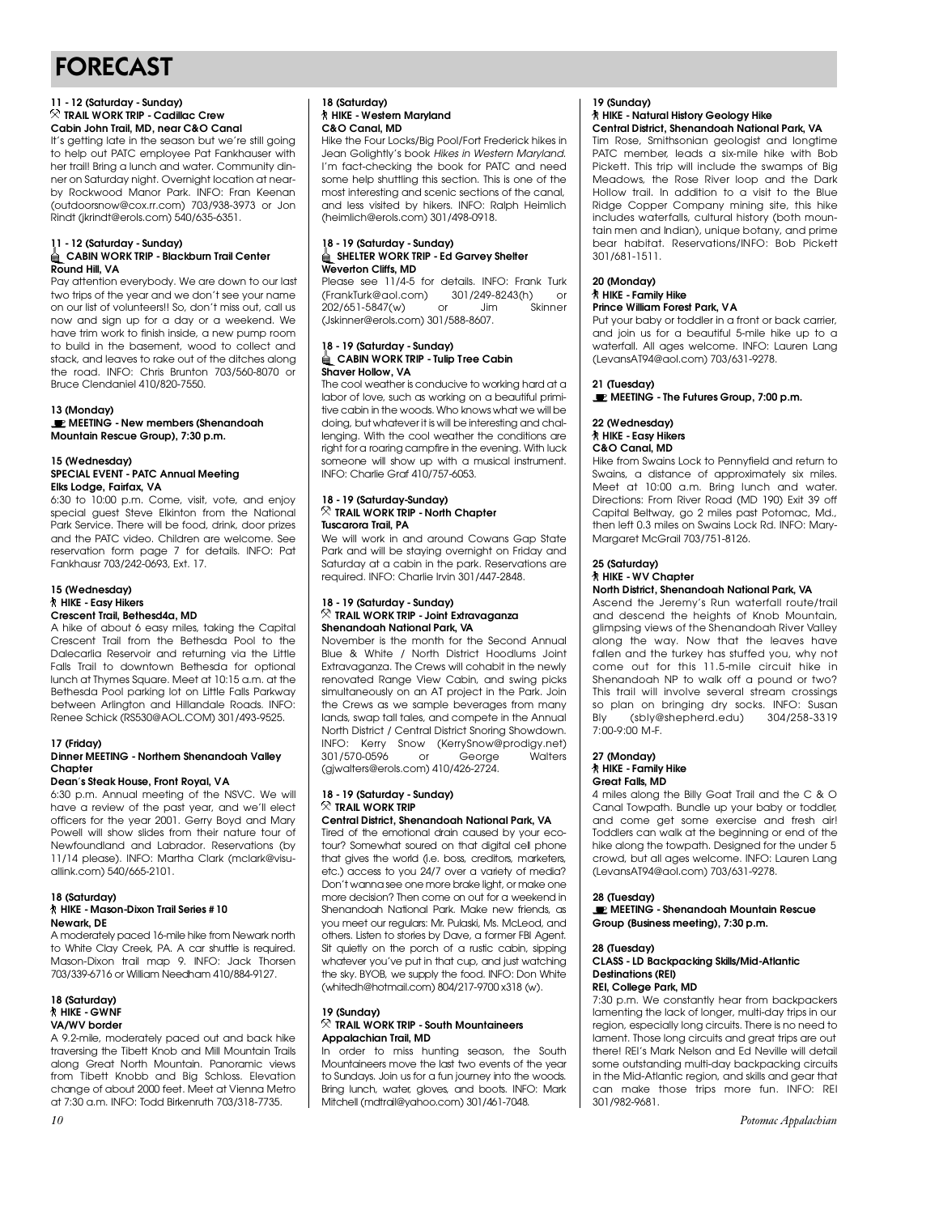# FORECAST

**11 - 12 (Saturday - Sunday)**
**TRAIL WORK TRIP - Cadillac Crew**
**Cabin John Trail, MD, near C&O Canal**

It's getting late in the season but we're still going to help out PATC employee Pat Fankhauser with her trail! Bring a lunch and water. Community dinner on Saturday night. Overnight location at nearby Rockwood Manor Park. INFO: Fran Keenan (outdoorsnow@cox.rr.com) 703/938-3973 or Jon Rindt (jkrindt@erols.com) 540/635-6351.

**11 - 12 (Saturday - Sunday)**
**CABIN WORK TRIP - Blackburn Trail Center**
**Round Hill, VA**

Pay attention everybody. We are down to our last two trips of the year and we don't see your name on our list of volunteers!! So, don't miss out, call us now and sign up for a day or a weekend. We have trim work to finish inside, a new pump room to build in the basement, wood to collect and stack, and leaves to rake out of the ditches along the road. INFO: Chris Brunton 703/560-8070 or Bruce Clendaniel 410/820-7550.

**13 (Monday)**
**MEETING - New members (Shenandoah Mountain Rescue Group), 7:30 p.m.**

**15 (Wednesday)**
**SPECIAL EVENT - PATC Annual Meeting**
**Elks Lodge, Fairfax, VA**

6:30 to 10:00 p.m. Come, visit, vote, and enjoy special guest Steve Elkinton from the National Park Service. There will be food, drink, door prizes and the PATC video. Children are welcome. See reservation form page 7 for details. INFO: Pat Fankhausr 703/242-0693, Ext. 17.

**15 (Wednesday)**
**HIKE - Easy Hikers**
**Crescent Trail, Bethesd4a, MD**

A hike of about 6 easy miles, taking the Capital Crescent Trail from the Bethesda Pool to the Dalecarlia Reservoir and returning via the Little Falls Trail to downtown Bethesda for optional lunch at Thymes Square. Meet at 10:15 a.m. at the Bethesda Pool parking lot on Little Falls Parkway between Arlington and Hillandale Roads. INFO: Renee Schick (RS530@AOL.COM) 301/493-9525.

**17 (Friday)**
**Dinner MEETING - Northern Shenandoah Valley Chapter**
**Dean's Steak House, Front Royal, VA**

6:30 p.m. Annual meeting of the NSVC. We will have a review of the past year, and we'll elect officers for the year 2001. Gerry Boyd and Mary Powell will show slides from their nature tour of Newfoundland and Labrador. Reservations (by 11/14 please). INFO: Martha Clark (mclark@visuallink.com) 540/665-2101.

**18 (Saturday)**
**HIKE - Mason-Dixon Trail Series # 10**
**Newark, DE**

A moderately paced 16-mile hike from Newark north to White Clay Creek, PA. A car shuttle is required. Mason-Dixon trail map 9. INFO: Jack Thorsen 703/339-6716 or William Needham 410/884-9127.

**18 (Saturday)**
**HIKE - GWNF**
**VA/WV border**

A 9.2-mile, moderately paced out and back hike traversing the Tibett Knob and Mill Mountain Trails along Great North Mountain. Panoramic views from Tibett Knobb and Big Schloss. Elevation change of about 2000 feet. Meet at Vienna Metro at 7:30 a.m. INFO: Todd Birkenruth 703/318-7735.

**18 (Saturday)**
**HIKE - Western Maryland**
**C&O Canal, MD**

Hike the Four Locks/Big Pool/Fort Frederick hikes in Jean Golightly's book *Hikes in Western Maryland.* I'm fact-checking the book for PATC and need some help shuttling this section. This is one of the most interesting and scenic sections of the canal, and less visited by hikers. INFO: Ralph Heimlich (heimlich@erols.com) 301/498-0918.

**18 - 19 (Saturday - Sunday)**
**SHELTER WORK TRIP - Ed Garvey Shelter**
**Weverton Cliffs, MD**

Please see 11/4-5 for details. INFO: Frank Turk (FrankTurk@aol.com) 301/249-8243(h) or 202/651-5847(w) or Jim Skinner (Jskinner@erols.com) 301/588-8607.

**18 - 19 (Saturday - Sunday)**
**CABIN WORK TRIP - Tulip Tree Cabin**
**Shaver Hollow, VA**

The cool weather is conducive to working hard at a labor of love, such as working on a beautiful primitive cabin in the woods. Who knows what we will be doing, but whatever it is will be interesting and challenging. With the cool weather the conditions are right for a roaring campfire in the evening. With luck someone will show up with a musical instrument. INFO: Charlie Graf 410/757-6053.

**18 - 19 (Saturday-Sunday)**
**TRAIL WORK TRIP - North Chapter**
**Tuscarora Trail, PA**

We will work in and around Cowans Gap State Park and will be staying overnight on Friday and Saturday at a cabin in the park. Reservations are required. INFO: Charlie Irvin 301/447-2848.

**18 - 19 (Saturday - Sunday)**
**TRAIL WORK TRIP - Joint Extravaganza**
**Shenandoah National Park, VA**

November is the month for the Second Annual Blue & White / North District Hoodlums Joint Extravaganza. The Crews will cohabit in the newly renovated Range View Cabin, and swing picks simultaneously on an AT project in the Park. Join the Crews as we sample beverages from many lands, swap tall tales, and compete in the Annual North District / Central District Snoring Showdown. INFO: Kerry Snow (KerrySnow@prodigy.net) 301/570-0596 or George Walters (gjwalters@erols.com) 410/426-2724.

**18 - 19 (Saturday - Sunday)**
**TRAIL WORK TRIP**
**Central District, Shenandoah National Park, VA**

Tired of the emotional drain caused by your ecotour? Somewhat soured on that digital cell phone that gives the world (i.e. boss, creditors, marketers, etc.) access to you 24/7 over a variety of media? Don't wanna see one more brake light, or make one more decision? Then come on out for a weekend in Shenandoah National Park. Make new friends, as you meet our regulars: Mr. Pulaski, Ms. McLeod, and others. Listen to stories by Dave, a former FBI Agent. Sit quietly on the porch of a rustic cabin, sipping whatever you've put in that cup, and just watching the sky. BYOB, we supply the food. INFO: Don White (whitedh@hotmail.com) 804/217-9700 x318 (w).

**19 (Sunday)**
**TRAIL WORK TRIP - South Mountaineers**
**Appalachian Trail, MD**

In order to miss hunting season, the South Mountaineers move the last two events of the year to Sundays. Join us for a fun journey into the woods. Bring lunch, water, gloves, and boots. INFO: Mark Mitchell (mdtrail@yahoo.com) 301/461-7048.

**19 (Sunday)**
**HIKE - Natural History Geology Hike**
**Central District, Shenandoah National Park, VA**

Tim Rose, Smithsonian geologist and longtime PATC member, leads a six-mile hike with Bob Pickett. This trip will include the swamps of Big Meadows, the Rose River loop and the Dark Hollow trail. In addition to a visit to the Blue Ridge Copper Company mining site, this hike includes waterfalls, cultural history (both mountain men and Indian), unique botany, and prime bear habitat. Reservations/INFO: Bob Pickett 301/681-1511.

**20 (Monday)**
**HIKE - Family Hike**
**Prince William Forest Park, VA**

Put your baby or toddler in a front or back carrier, and join us for a beautiful 5-mile hike up to a waterfall. All ages welcome. INFO: Lauren Lang (LevansAT94@aol.com) 703/631-9278.

**21 (Tuesday)**
**MEETING - The Futures Group, 7:00 p.m.**

**22 (Wednesday)**
**HIKE - Easy Hikers**
**C&O Canal, MD**

Hike from Swains Lock to Pennyfield and return to Swains, a distance of approximately six miles. Meet at 10:00 a.m. Bring lunch and water. Directions: From River Road (MD 190) Exit 39 off Capital Beltway, go 2 miles past Potomac, Md., then left 0.3 miles on Swains Lock Rd. INFO: Mary-Margaret McGrail 703/751-8126.

**25 (Saturday)**
**HIKE - WV Chapter**
**North District, Shenandoah National Park, VA**

Ascend the Jeremy's Run waterfall route/trail and descend the heights of Knob Mountain, glimpsing views of the Shenandoah River Valley along the way. Now that the leaves have fallen and the turkey has stuffed you, why not come out for this 11.5-mile circuit hike in Shenandoah NP to walk off a pound or two? This trail will involve several stream crossings so plan on bringing dry socks. INFO: Susan Bly (sbly@shepherd.edu) 304/258-3319 7:00-9:00 M-F.

**27 (Monday)**
**HIKE - Family Hike**
**Great Falls, MD**

4 miles along the Billy Goat Trail and the C & O Canal Towpath. Bundle up your baby or toddler, and come get some exercise and fresh air! Toddlers can walk at the beginning or end of the hike along the towpath. Designed for the under 5 crowd, but all ages welcome. INFO: Lauren Lang (LevansAT94@aol.com) 703/631-9278.

**28 (Tuesday)**
**MEETING - Shenandoah Mountain Rescue Group (Business meeting), 7:30 p.m.**

**28 (Tuesday)**
**CLASS - LD Backpacking Skills/Mid-Atlantic Destinations (REI)**
**REI, College Park, MD**

7:30 p.m. We constantly hear from backpackers lamenting the lack of longer, multi-day trips in our region, especially long circuits. There is no need to lament. Those long circuits and great trips are out there! REI's Mark Nelson and Ed Neville will detail some outstanding multi-day backpacking circuits in the Mid-Atlantic region, and skills and gear that can make those trips more fun. INFO: REI 301/982-9681.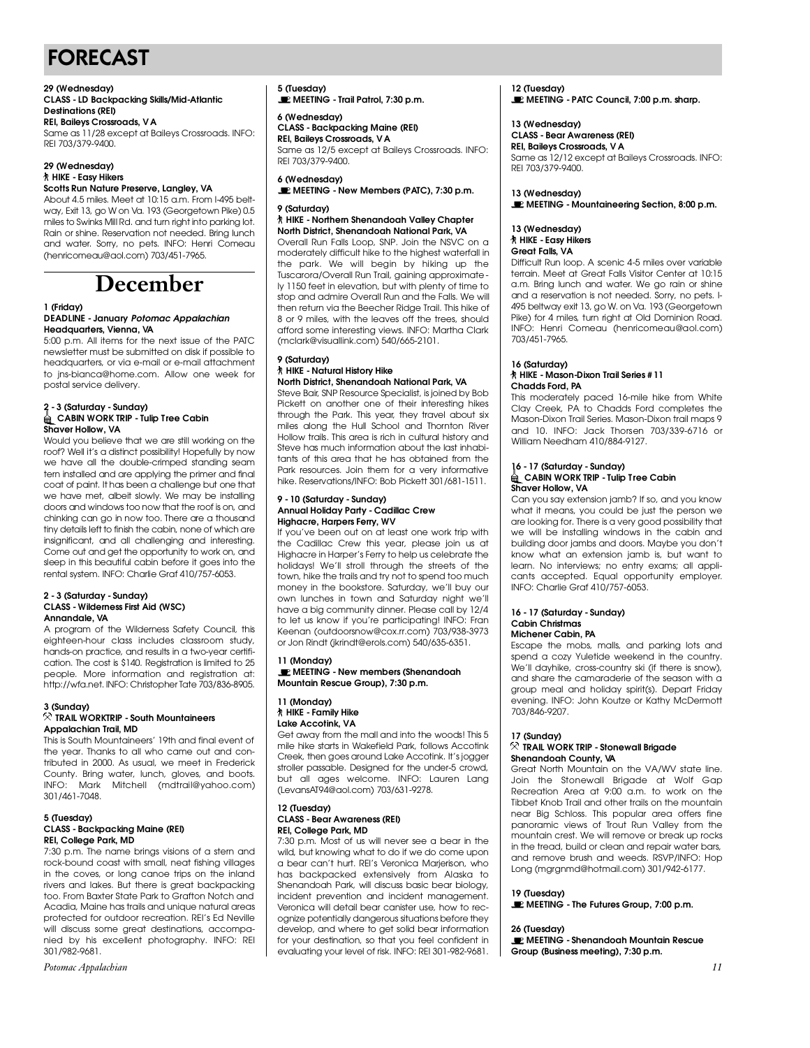# FORECAST

**29 (Wednesday)**
**CLASS - LD Backpacking Skills/Mid-Atlantic Destinations (REI)**
**REI, Baileys Crossroads, VA**
Same as 11/28 except at Baileys Crossroads. INFO: REI 703/379-9400.

**29 (Wednesday)**
**HIKE - Easy Hikers**
**Scotts Run Nature Preserve, Langley, VA**
About 4.5 miles. Meet at 10:15 a.m. From I-495 beltway, Exit 13, go W on Va. 193 (Georgetown Pike) 0.5 miles to Swinks Mill Rd. and turn right into parking lot. Rain or shine. Reservation not needed. Bring lunch and water. Sorry, no pets. INFO: Henri Comeau (henricomeau@aol.com) 703/451-7965.

## December

**1 (Friday)**
**DEADLINE - January *Potomac Appalachian* Headquarters, Vienna, VA**
5:00 p.m. All items for the next issue of the PATC newsletter must be submitted on disk if possible to headquarters, or via e-mail or e-mail attachment to jns-bianca@home.com. Allow one week for postal service delivery.

**2 - 3 (Saturday - Sunday)**
**CABIN WORK TRIP - Tulip Tree Cabin**
**Shaver Hollow, VA**
Would you believe that we are still working on the roof? Well it's a distinct possibility! Hopefully by now we have all the double-crimped standing seam tern installed and are applying the primer and final coat of paint. It has been a challenge but one that we have met, albeit slowly. We may be installing doors and windows too now that the roof is on, and chinking can go in now too. There are a thousand tiny details left to finish the cabin, none of which are insignificant, and all challenging and interesting. Come out and get the opportunity to work on, and sleep in this beautiful cabin before it goes into the rental system. INFO: Charlie Graf 410/757-6053.

**2 - 3 (Saturday - Sunday)**
**CLASS - Wilderness First Aid (WSC)**
**Annandale, VA**
A program of the Wilderness Safety Council, this eighteen-hour class includes classroom study, hands-on practice, and results in a two-year certification. The cost is $140. Registration is limited to 25 people. More information and registration at: http://wfa.net. INFO: Christopher Tate 703/836-8905.

**3 (Sunday)**
**TRAIL WORKTRIP - South Mountaineers**
**Appalachian Trail, MD**
This is South Mountaineers' 19th and final event of the year. Thanks to all who came out and contributed in 2000. As usual, we meet in Frederick County. Bring water, lunch, gloves, and boots. INFO: Mark Mitchell (mdtrail@yahoo.com) 301/461-7048.

**5 (Tuesday)**
**CLASS - Backpacking Maine (REI)**
**REI, College Park, MD**
7:30 p.m. The name brings visions of a stern and rock-bound coast with small, neat fishing villages in the coves, or long canoe trips on the inland rivers and lakes. But there is great backpacking too. From Baxter State Park to Grafton Notch and Acadia, Maine has trails and unique natural areas protected for outdoor recreation. REI's Ed Neville will discuss some great destinations, accompanied by his excellent photography. INFO: REI 301/982-9681.

**5 (Tuesday)**
**MEETING - Trail Patrol, 7:30 p.m.**

**6 (Wednesday)**
**CLASS - Backpacking Maine (REI)**
**REI, Baileys Crossroads, VA**
Same as 12/5 except at Baileys Crossroads. INFO: REI 703/379-9400.

**6 (Wednesday)**
**MEETING - New Members (PATC), 7:30 p.m.**

**9 (Saturday)**
**HIKE - Northern Shenandoah Valley Chapter**
**North District, Shenandoah National Park, VA**
Overall Run Falls Loop, SNP. Join the NSVC on a moderately difficult hike to the highest waterfall in the park. We will begin by hiking up the Tuscarora/Overall Run Trail, gaining approximately 1150 feet in elevation, but with plenty of time to stop and admire Overall Run and the Falls. We will then return via the Beecher Ridge Trail. This hike of 8 or 9 miles, with the leaves off the trees, should afford some interesting views. INFO: Martha Clark (mclark@visuallink.com) 540/665-2101.

**9 (Saturday)**
**HIKE - Natural History Hike**
**North District, Shenandoah National Park, VA**
Steve Bair, SNP Resource Specialist, is joined by Bob Pickett on another one of their interesting hikes through the Park. This year, they travel about six miles along the Hull School and Thornton River Hollow trails. This area is rich in cultural history and Steve has much information about the last inhabitants of this area that he has obtained from the Park resources. Join them for a very informative hike. Reservations/INFO: Bob Pickett 301/681-1511.

**9 - 10 (Saturday - Sunday)**
**Annual Holiday Party - Cadillac Crew**
**Highacre, Harpers Ferry, WV**
If you've been out on at least one work trip with the Cadillac Crew this year, please join us at Highacre in Harper's Ferry to help us celebrate the holidays! We'll stroll through the streets of the town, hike the trails and try not to spend too much money in the bookstore. Saturday, we'll buy our own lunches in town and Saturday night we'll have a big community dinner. Please call by 12/4 to let us know if you're participating! INFO: Fran Keenan (outdoorsnow@cox.rr.com) 703/938-3973 or Jon Rindt (jkrindt@erols.com) 540/635-6351.

**11 (Monday)**
**MEETING - New members (Shenandoah Mountain Rescue Group), 7:30 p.m.**

**11 (Monday)**
**HIKE - Family Hike**
**Lake Accotink, VA**
Get away from the mall and into the woods! This 5 mile hike starts in Wakefield Park, follows Accotink Creek, then goes around Lake Accotink. It's jogger stroller passable. Designed for the under-5 crowd, but all ages welcome. INFO: Lauren Lang (LevansAT94@aol.com) 703/631-9278.

**12 (Tuesday)**
**CLASS - Bear Awareness (REI)**
**REI, College Park, MD**
7:30 p.m. Most of us will never see a bear in the wild, but knowing what to do if we do come upon a bear can't hurt. REI's Veronica Marjerison, who has backpacked extensively from Alaska to Shenandoah Park, will discuss basic bear biology, incident prevention and incident management. Veronica will detail bear canister use, how to recognize potentially dangerous situations before they develop, and where to get solid bear information for your destination, so that you feel confident in evaluating your level of risk. INFO: REI 301-982-9681.

**12 (Tuesday)**
**MEETING - PATC Council, 7:00 p.m. sharp.**

**13 (Wednesday)**
**CLASS - Bear Awareness (REI)**
**REI, Baileys Crossroads, VA**
Same as 12/12 except at Baileys Crossroads. INFO: REI 703/379-9400.

**13 (Wednesday)**
**MEETING - Mountaineering Section, 8:00 p.m.**

**13 (Wednesday)**
**HIKE - Easy Hikers**
**Great Falls, VA**
Difficult Run loop. A scenic 4-5 miles over variable terrain. Meet at Great Falls Visitor Center at 10:15 a.m. Bring lunch and water. We go rain or shine and a reservation is not needed. Sorry, no pets. I-495 beltway exit 13, go W. on Va. 193 (Georgetown Pike) for 4 miles, turn right at Old Dominion Road. INFO: Henri Comeau (henricomeau@aol.com) 703/451-7965.

**16 (Saturday)**
**HIKE - Mason-Dixon Trail Series # 11**
**Chadds Ford, PA**
This moderately paced 16-mile hike from White Clay Creek, PA to Chadds Ford completes the Mason-Dixon Trail Series. Mason-Dixon trail maps 9 and 10. INFO: Jack Thorsen 703/339-6716 or William Needham 410/884-9127.

**16 - 17 (Saturday - Sunday)**
**CABIN WORK TRIP - Tulip Tree Cabin**
**Shaver Hollow, VA**
Can you say extension jamb? If so, and you know what it means, you could be just the person we are looking for. There is a very good possibility that we will be installing windows in the cabin and building door jambs and doors. Maybe you don't know what an extension jamb is, but want to learn. No interviews; no entry exams; all applicants accepted. Equal opportunity employer. INFO: Charlie Graf 410/757-6053.

**16 - 17 (Saturday - Sunday)**
**Cabin Christmas**
**Michener Cabin, PA**
Escape the mobs, malls, and parking lots and spend a cozy Yuletide weekend in the country. We'll dayhike, cross-country ski (if there is snow), and share the camaraderie of the season with a group meal and holiday spirit(s). Depart Friday evening. INFO: John Koutze or Kathy McDermott 703/846-9207.

**17 (Sunday)**
**TRAIL WORK TRIP - Stonewall Brigade**
**Shenandoah County, VA**
Great North Mountain on the VA/WV state line. Join the Stonewall Brigade at Wolf Gap Recreation Area at 9:00 a.m. to work on the Tibbet Knob Trail and other trails on the mountain near Big Schloss. This popular area offers fine panoramic views of Trout Run Valley from the mountain crest. We will remove or break up rocks in the tread, build or clean and repair water bars, and remove brush and weeds. RSVP/INFO: Hop Long (mgrgnmd@hotmail.com) 301/942-6177.

**19 (Tuesday)**
**MEETING - The Futures Group, 7:00 p.m.**

**26 (Tuesday)**
**MEETING - Shenandoah Mountain Rescue Group (Business meeting), 7:30 p.m.**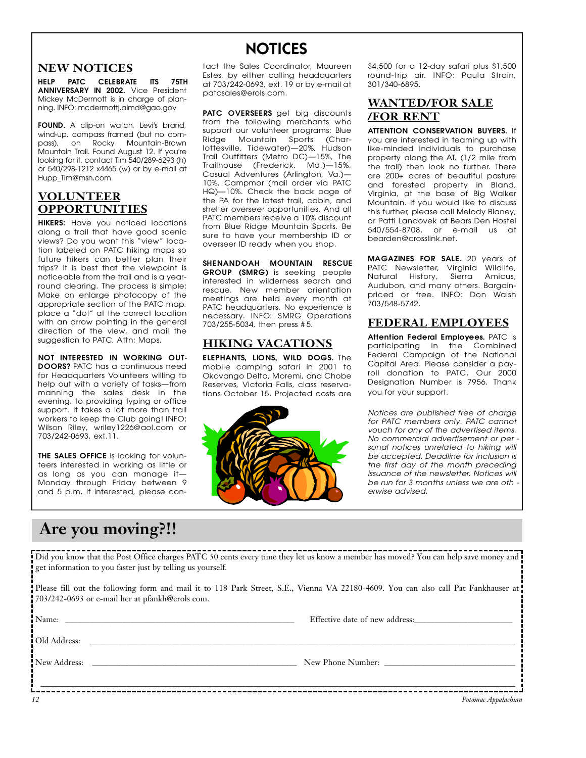# NOTICES

## NEW NOTICES

**HELP PATC CELEBRATE ITS 75TH ANNIVERSARY IN 2002.** Vice President Mickey McDermott is in charge of planning. INFO: mcdermottj.aimd@gao.gov

**FOUND.** A clip-on watch, Levi's brand, wind-up, compass framed (but no compass), on Rocky Mountain-Brown Mountain Trail. Found August 12. If you're looking for it, contact Tim 540/289-6293 (h) or 540/298-1212 x4465 (w) or by e-mail at Hupp_Tim@msn.com

## VOLUNTEER OPPORTUNITIES

**HIKERS:** Have you noticed locations along a trail that have good scenic views? Do you want this "view" location labeled on PATC hiking maps so future hikers can better plan their trips? It is best that the viewpoint is noticeable from the trail and is a year-round clearing. The process is simple: Make an enlarge photocopy of the appropriate section of the PATC map, place a "dot" at the correct location with an arrow pointing in the general direction of the view, and mail the suggestion to PATC, Attn: Maps.

**NOT INTERESTED IN WORKING OUTDOORS?** PATC has a continuous need for Headquarters Volunteers willing to help out with a variety of tasks—from manning the sales desk in the evening, to providing typing or office support. It takes a lot more than trail workers to keep the Club going! INFO: Wilson Riley, wriley1226@aol.com or 703/242-0693, ext.11.

**THE SALES OFFICE** is looking for volunteers interested in working as little or as long as you can manage it—Monday through Friday between 9 and 5 p.m. If interested, please contact the Sales Coordinator, Maureen Estes, by either calling headquarters at 703/242-0693, ext. 19 or by e-mail at patcsales@erols.com.

**PATC OVERSEERS** get big discounts from the following merchants who support our volunteer programs: Blue Ridge Mountain Sports (Charlottesville, Tidewater)—20%, Hudson Trail Outfitters (Metro DC)—15%, The Trailhouse (Frederick, Md.)—15%, Casual Adventures (Arlington, Va.)—10%, Campmor (mail order via PATC HQ)—10%. Check the back page of the PA for the latest trail, cabin, and shelter overseer opportunities. And all PATC members receive a 10% discount from Blue Ridge Mountain Sports. Be sure to have your membership ID or overseer ID ready when you shop.

**SHENANDOAH MOUNTAIN RESCUE GROUP (SMRG)** is seeking people interested in wilderness search and rescue. New member orientation meetings are held every month at PATC headquarters. No experience is necessary. INFO: SMRG Operations 703/255-5034, then press #5.

## HIKING VACATIONS

**ELEPHANTS, LIONS, WILD DOGS.** The mobile camping safari in 2001 to Okovango Delta, Moremi, and Chobe Reserves, Victoria Falls, class reservations October 15. Projected costs are $4,500 for a 12-day safari plus $1,500 round-trip air. INFO: Paula Strain, 301/340-6895.

## WANTED/FOR SALE /FOR RENT

**ATTENTION CONSERVATION BUYERS.** If you are interested in teaming up with like-minded individuals to purchase property along the AT, (1/2 mile from the trail) then look no further. There are 200+ acres of beautiful pasture and forested property in Bland, Virginia, at the base of Big Walker Mountain. If you would like to discuss this further, please call Melody Blaney, or Patti Landovek at Bears Den Hostel 540/554-8708, or e-mail us at bearden@crosslink.net.

**MAGAZINES FOR SALE.** 20 years of PATC Newsletter, Virginia Wildlife, Natural History, Sierra Amicus, Audubon, and many others. Bargain-priced or free. INFO: Don Walsh 703/548-5742.

## FEDERAL EMPLOYEES

**Attention Federal Employees.** PATC is participating in the Combined Federal Campaign of the National Capital Area. Please consider a payroll donation to PATC. Our 2000 Designation Number is 7956. Thank you for your support.

*Notices are published free of charge for PATC members only. PATC cannot vouch for any of the advertised items. No commercial advertisement or personal notices unrelated to hiking will be accepted. Deadline for inclusion is the first day of the month preceding issuance of the newsletter. Notices will be run for 3 months unless we are otherwise advised.*

# Are you moving?!!

Did you know that the Post Office charges PATC 50 cents every time they let us know a member has moved? You can help save money and get information to you faster just by telling us yourself.

Please fill out the following form and mail it to 118 Park Street, S.E., Vienna VA 22180-4609. You can also call Pat Fankhauser at 703/242-0693 or e-mail her at pfankh@erols com.

Name: ____________________ Effective date of new address: ____________________

Old Address: ________________________________________

New Address: ____________________ New Phone Number: ____________________

________________________________________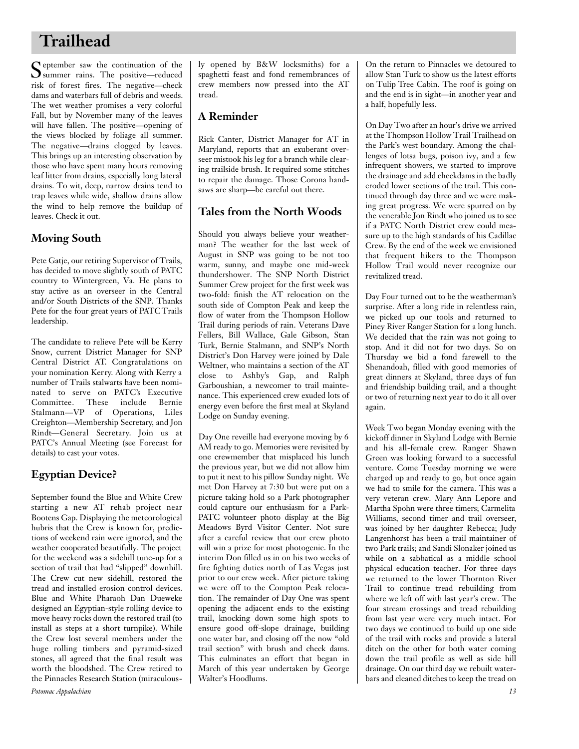# Trailhead

September saw the continuation of the summer rains. The positive—reduced risk of forest fires. The negative—check dams and waterbars full of debris and weeds. The wet weather promises a very colorful Fall, but by November many of the leaves will have fallen. The positive—opening of the views blocked by foliage all summer. The negative—drains clogged by leaves. This brings up an interesting observation by those who have spent many hours removing leaf litter from drains, especially long lateral drains. To wit, deep, narrow drains tend to trap leaves while wide, shallow drains allow the wind to help remove the buildup of leaves. Check it out.

## Moving South

Pete Gatje, our retiring Supervisor of Trails, has decided to move slightly south of PATC country to Wintergreen, Va. He plans to stay active as an overseer in the Central and/or South Districts of the SNP. Thanks Pete for the four great years of PATC Trails leadership.

The candidate to relieve Pete will be Kerry Snow, current District Manager for SNP Central District AT. Congratulations on your nomination Kerry. Along with Kerry a number of Trails stalwarts have been nominated to serve on PATC's Executive Committee. These include Bernie Stalmann—VP of Operations, Liles Creighton—Membership Secretary, and Jon Rindt—General Secretary. Join us at PATC's Annual Meeting (see Forecast for details) to cast your votes.

## Egyptian Device?

September found the Blue and White Crew starting a new AT rehab project near Bootens Gap. Displaying the meteorological hubris that the Crew is known for, predictions of weekend rain were ignored, and the weather cooperated beautifully. The project for the weekend was a sidehill tune-up for a section of trail that had "slipped" downhill. The Crew cut new sidehill, restored the tread and installed erosion control devices. Blue and White Pharaoh Dan Dueweke designed an Egyptian-style rolling device to move heavy rocks down the restored trail (to install as steps at a short turnpike). While the Crew lost several members under the huge rolling timbers and pyramid-sized stones, all agreed that the final result was worth the bloodshed. The Crew retired to the Pinnacles Research Station (miraculously opened by B&W locksmiths) for a spaghetti feast and fond remembrances of crew members now pressed into the AT tread.

## A Reminder

Rick Canter, District Manager for AT in Maryland, reports that an exuberant overseer mistook his leg for a branch while clearing trailside brush. It required some stitches to repair the damage. Those Corona handsaws are sharp—be careful out there.

## Tales from the North Woods

Should you always believe your weatherman? The weather for the last week of August in SNP was going to be not too warm, sunny, and maybe one mid-week thundershower. The SNP North District Summer Crew project for the first week was two-fold: finish the AT relocation on the south side of Compton Peak and keep the flow of water from the Thompson Hollow Trail during periods of rain. Veterans Dave Fellers, Bill Wallace, Gale Gibson, Stan Turk, Bernie Stalmann, and SNP's North District's Don Harvey were joined by Dale Weltner, who maintains a section of the AT close to Ashby's Gap, and Ralph Garboushian, a newcomer to trail maintenance. This experienced crew exuded lots of energy even before the first meal at Skyland Lodge on Sunday evening.

Day One reveille had everyone moving by 6 AM ready to go. Memories were revisited by one crewmember that misplaced his lunch the previous year, but we did not allow him to put it next to his pillow Sunday night. We met Don Harvey at 7:30 but were put on a picture taking hold so a Park photographer could capture our enthusiasm for a Park-PATC volunteer photo display at the Big Meadows Byrd Visitor Center. Not sure after a careful review that our crew photo will win a prize for most photogenic. In the interim Don filled us in on his two weeks of fire fighting duties north of Las Vegas just prior to our crew week. After picture taking we were off to the Compton Peak relocation. The remainder of Day One was spent opening the adjacent ends to the existing trail, knocking down some high spots to ensure good off-slope drainage, building one water bar, and closing off the now "old trail section" with brush and check dams. This culminates an effort that began in March of this year undertaken by George Walter's Hoodlums.

On the return to Pinnacles we detoured to allow Stan Turk to show us the latest efforts on Tulip Tree Cabin. The roof is going on and the end is in sight—in another year and a half, hopefully less.

On Day Two after an hour's drive we arrived at the Thompson Hollow Trail Trailhead on the Park's west boundary. Among the challenges of lotsa bugs, poison ivy, and a few infrequent showers, we started to improve the drainage and add checkdams in the badly eroded lower sections of the trail. This continued through day three and we were making great progress. We were spurred on by the venerable Jon Rindt who joined us to see if a PATC North District crew could measure up to the high standards of his Cadillac Crew. By the end of the week we envisioned that frequent hikers to the Thompson Hollow Trail would never recognize our revitalized tread.

Day Four turned out to be the weatherman's surprise. After a long ride in relentless rain, we picked up our tools and returned to Piney River Ranger Station for a long lunch. We decided that the rain was not going to stop. And it did not for two days. So on Thursday we bid a fond farewell to the Shenandoah, filled with good memories of great dinners at Skyland, three days of fun and friendship building trail, and a thought or two of returning next year to do it all over again.

Week Two began Monday evening with the kickoff dinner in Skyland Lodge with Bernie and his all-female crew. Ranger Shawn Green was looking forward to a successful venture. Come Tuesday morning we were charged up and ready to go, but once again we had to smile for the camera. This was a very veteran crew. Mary Ann Lepore and Martha Spohn were three timers; Carmelita Williams, second timer and trail overseer, was joined by her daughter Rebecca; Judy Langenhorst has been a trail maintainer of two Park trails; and Sandi Slonaker joined us while on a sabbatical as a middle school physical education teacher. For three days we returned to the lower Thornton River Trail to continue tread rebuilding from where we left off with last year's crew. The four stream crossings and tread rebuilding from last year were very much intact. For two days we continued to build up one side of the trail with rocks and provide a lateral ditch on the other for both water coming down the trail profile as well as side hill drainage. On our third day we rebuilt waterbars and cleaned ditches to keep the tread on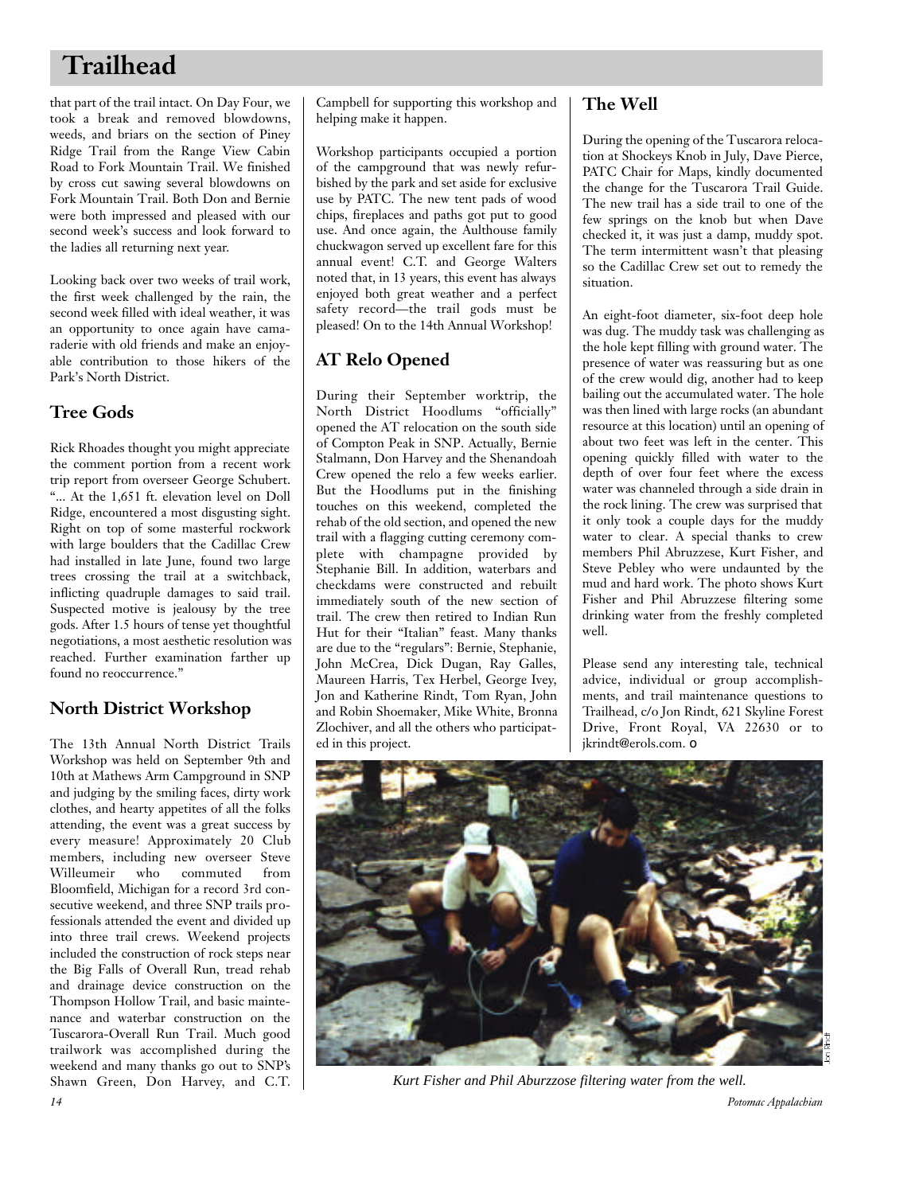# Trailhead

that part of the trail intact. On Day Four, we took a break and removed blowdowns, weeds, and briars on the section of Piney Ridge Trail from the Range View Cabin Road to Fork Mountain Trail. We finished by cross cut sawing several blowdowns on Fork Mountain Trail. Both Don and Bernie were both impressed and pleased with our second week's success and look forward to the ladies all returning next year.

Looking back over two weeks of trail work, the first week challenged by the rain, the second week filled with ideal weather, it was an opportunity to once again have camaraderie with old friends and make an enjoyable contribution to those hikers of the Park's North District.

## Tree Gods

Rick Rhoades thought you might appreciate the comment portion from a recent work trip report from overseer George Schubert. "... At the 1,651 ft. elevation level on Doll Ridge, encountered a most disgusting sight. Right on top of some masterful rockwork with large boulders that the Cadillac Crew had installed in late June, found two large trees crossing the trail at a switchback, inflicting quadruple damages to said trail. Suspected motive is jealousy by the tree gods. After 1.5 hours of tense yet thoughtful negotiations, a most aesthetic resolution was reached. Further examination farther up found no reoccurrence."

## North District Workshop

The 13th Annual North District Trails Workshop was held on September 9th and 10th at Mathews Arm Campground in SNP and judging by the smiling faces, dirty work clothes, and hearty appetites of all the folks attending, the event was a great success by every measure! Approximately 20 Club members, including new overseer Steve Willeumeir who commuted from Bloomfield, Michigan for a record 3rd consecutive weekend, and three SNP trails professionals attended the event and divided up into three trail crews. Weekend projects included the construction of rock steps near the Big Falls of Overall Run, tread rehab and drainage device construction on the Thompson Hollow Trail, and basic maintenance and waterbar construction on the Tuscarora-Overall Run Trail. Much good trailwork was accomplished during the weekend and many thanks go out to SNP's Shawn Green, Don Harvey, and C.T. Campbell for supporting this workshop and helping make it happen.

Workshop participants occupied a portion of the campground that was newly refurbished by the park and set aside for exclusive use by PATC. The new tent pads of wood chips, fireplaces and paths got put to good use. And once again, the Aulthouse family chuckwagon served up excellent fare for this annual event! C.T. and George Walters noted that, in 13 years, this event has always enjoyed both great weather and a perfect safety record—the trail gods must be pleased! On to the 14th Annual Workshop!

## AT Relo Opened

During their September worktrip, the North District Hoodlums "officially" opened the AT relocation on the south side of Compton Peak in SNP. Actually, Bernie Stalmann, Don Harvey and the Shenandoah Crew opened the relo a few weeks earlier. But the Hoodlums put in the finishing touches on this weekend, completed the rehab of the old section, and opened the new trail with a flagging cutting ceremony complete with champagne provided by Stephanie Bill. In addition, waterbars and checkdams were constructed and rebuilt immediately south of the new section of trail. The crew then retired to Indian Run Hut for their "Italian" feast. Many thanks are due to the "regulars": Bernie, Stephanie, John McCrea, Dick Dugan, Ray Galles, Maureen Harris, Tex Herbel, George Ivey, Jon and Katherine Rindt, Tom Ryan, John and Robin Shoemaker, Mike White, Bronna Zlochiver, and all the others who participated in this project.

## The Well

During the opening of the Tuscarora relocation at Shockeys Knob in July, Dave Pierce, PATC Chair for Maps, kindly documented the change for the Tuscarora Trail Guide. The new trail has a side trail to one of the few springs on the knob but when Dave checked it, it was just a damp, muddy spot. The term intermittent wasn't that pleasing so the Cadillac Crew set out to remedy the situation.

An eight-foot diameter, six-foot deep hole was dug. The muddy task was challenging as the hole kept filling with ground water. The presence of water was reassuring but as one of the crew would dig, another had to keep bailing out the accumulated water. The hole was then lined with large rocks (an abundant resource at this location) until an opening of about two feet was left in the center. This opening quickly filled with water to the depth of over four feet where the excess water was channeled through a side drain in the rock lining. The crew was surprised that it only took a couple days for the muddy water to clear. A special thanks to crew members Phil Abruzzese, Kurt Fisher, and Steve Pebley who were undaunted by the mud and hard work. The photo shows Kurt Fisher and Phil Abruzzese filtering some drinking water from the freshly completed well.

Please send any interesting tale, technical advice, individual or group accomplishments, and trail maintenance questions to Trailhead, c/o Jon Rindt, 621 Skyline Forest Drive, Front Royal, VA 22630 or to jkrindt@erols.com. o

*Kurt Fisher and Phil Aburzzose filtering water from the well.*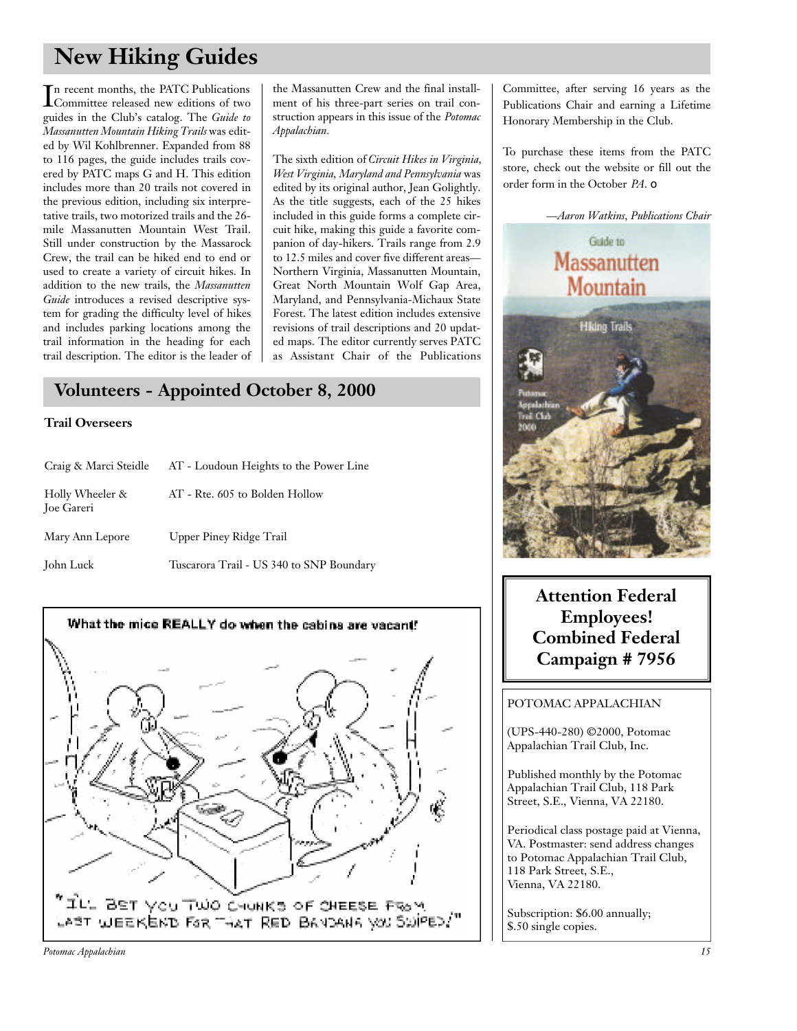# New Hiking Guides

In recent months, the PATC Publications Committee released new editions of two guides in the Club's catalog. The *Guide to Massanutten Mountain Hiking Trails* was edited by Wil Kohlbrenner. Expanded from 88 to 116 pages, the guide includes trails covered by PATC maps G and H. This edition includes more than 20 trails not covered in the previous edition, including six interpretative trails, two motorized trails and the 26-mile Massanutten Mountain West Trail. Still under construction by the Massarock Crew, the trail can be hiked end to end or used to create a variety of circuit hikes. In addition to the new trails, the *Massanutten Guide* introduces a revised descriptive system for grading the difficulty level of hikes and includes parking locations among the trail information in the heading for each trail description. The editor is the leader of the Massanutten Crew and the final installment of his three-part series on trail construction appears in this issue of the *Potomac Appalachian*.

The sixth edition of *Circuit Hikes in Virginia, West Virginia, Maryland and Pennsylvania* was edited by its original author, Jean Golightly. As the title suggests, each of the 25 hikes included in this guide forms a complete circuit hike, making this guide a favorite companion of day-hikers. Trails range from 2.9 to 12.5 miles and cover five different areas—Northern Virginia, Massanutten Mountain, Great North Mountain Wolf Gap Area, Maryland, and Pennsylvania-Michaux State Forest. The latest edition includes extensive revisions of trail descriptions and 20 updated maps. The editor currently serves PATC as Assistant Chair of the Publications Committee, after serving 16 years as the Publications Chair and earning a Lifetime Honorary Membership in the Club.

To purchase these items from the PATC store, check out the website or fill out the order form in the October *PA*. ❍

*—Aaron Watkins, Publications Chair*

# Volunteers - Appointed October 8, 2000

### Trail Overseers

| | |
|---|---|
| Craig & Marci Steidle | AT - Loudoun Heights to the Power Line |
| Holly Wheeler & Joe Gareri | AT - Rte. 605 to Bolden Hollow |
| Mary Ann Lepore | Upper Piney Ridge Trail |
| John Luck | Tuscarora Trail - US 340 to SNP Boundary |

## Attention Federal Employees! Combined Federal Campaign # 7956

POTOMAC APPALACHIAN

(UPS-440-280) ©2000, Potomac Appalachian Trail Club, Inc.

Published monthly by the Potomac Appalachian Trail Club, 118 Park Street, S.E., Vienna, VA 22180.

Periodical class postage paid at Vienna, VA. Postmaster: send address changes to Potomac Appalachian Trail Club, 118 Park Street, S.E., Vienna, VA 22180.

Subscription: $6.00 annually; $.50 single copies.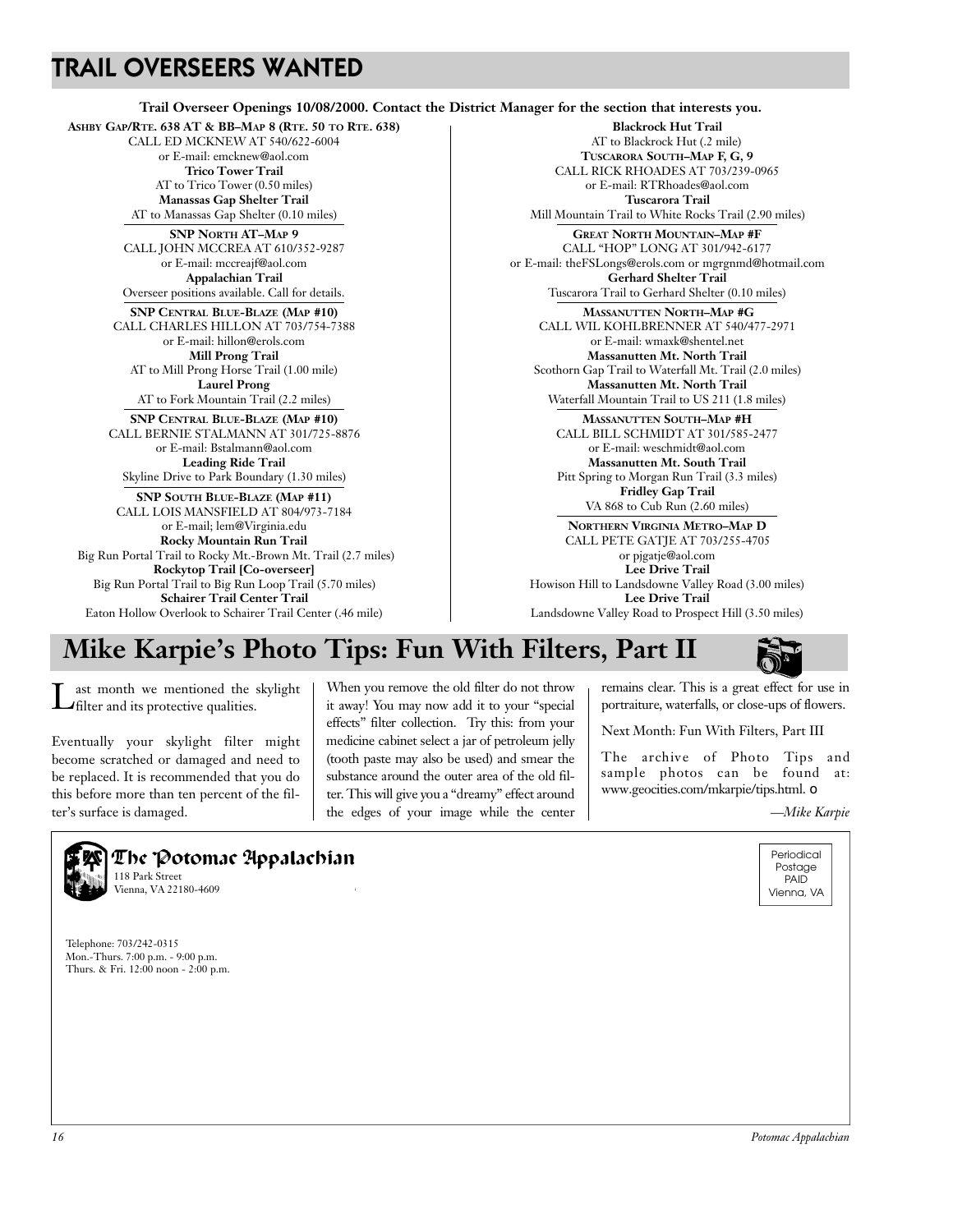# TRAIL OVERSEERS WANTED

**Trail Overseer Openings 10/08/2000. Contact the District Manager for the section that interests you.**

**ASHBY GAP/RTE. 638 AT & BB–MAP 8 (RTE. 50 TO RTE. 638)**
CALL ED MCKNEW AT 540/622-6004
or E-mail: emcknew@aol.com
**Trico Tower Trail**
AT to Trico Tower (0.50 miles)
**Manassas Gap Shelter Trail**
AT to Manassas Gap Shelter (0.10 miles)

**SNP NORTH AT–MAP 9**
CALL JOHN MCCREA AT 610/352-9287
or E-mail: mccreajf@aol.com
**Appalachian Trail**
Overseer positions available. Call for details.

**SNP CENTRAL BLUE-BLAZE (MAP #10)**
CALL CHARLES HILLON AT 703/754-7388
or E-mail: hillon@erols.com
**Mill Prong Trail**
AT to Mill Prong Horse Trail (1.00 mile)
**Laurel Prong**
AT to Fork Mountain Trail (2.2 miles)

**SNP CENTRAL BLUE-BLAZE (MAP #10)**
CALL BERNIE STALMANN AT 301/725-8876
or E-mail: Bstalmann@aol.com
**Leading Ride Trail**
Skyline Drive to Park Boundary (1.30 miles)

**SNP SOUTH BLUE-BLAZE (MAP #11)**
CALL LOIS MANSFIELD AT 804/973-7184
or E-mail; lem@Virginia.edu
**Rocky Mountain Run Trail**
Big Run Portal Trail to Rocky Mt.-Brown Mt. Trail (2.7 miles)
**Rockytop Trail [Co-overseer]**
Big Run Portal Trail to Big Run Loop Trail (5.70 miles)
**Schairer Trail Center Trail**
Eaton Hollow Overlook to Schairer Trail Center (.46 mile)

**Blackrock Hut Trail**
AT to Blackrock Hut (.2 mile)

**TUSCARORA SOUTH–MAP F, G, 9**
CALL RICK RHOADES AT 703/239-0965
or E-mail: RTRhoades@aol.com
**Tuscarora Trail**
Mill Mountain Trail to White Rocks Trail (2.90 miles)

**GREAT NORTH MOUNTAIN–MAP #F**
CALL "HOP" LONG AT 301/942-6177
or E-mail: theFSLongs@erols.com or mgrgnmd@hotmail.com
**Gerhard Shelter Trail**
Tuscarora Trail to Gerhard Shelter (0.10 miles)

**MASSANUTTEN NORTH–MAP #G**
CALL WIL KOHLBRENNER AT 540/477-2971
or E-mail: wmaxk@shentel.net
**Massanutten Mt. North Trail**
Scothorn Gap Trail to Waterfall Mt. Trail (2.0 miles)
**Massanutten Mt. North Trail**
Waterfall Mountain Trail to US 211 (1.8 miles)

**MASSANUTTEN SOUTH–MAP #H**
CALL BILL SCHMIDT AT 301/585-2477
or E-mail: weschmidt@aol.com
**Massanutten Mt. South Trail**
Pitt Spring to Morgan Run Trail (3.3 miles)
**Fridley Gap Trail**
VA 868 to Cub Run (2.60 miles)

**NORTHERN VIRGINIA METRO–MAP D**
CALL PETE GATJE AT 703/255-4705
or pjgatje@aol.com
**Lee Drive Trail**
Howison Hill to Landsdowne Valley Road (3.00 miles)
**Lee Drive Trail**
Landsdowne Valley Road to Prospect Hill (3.50 miles)

# Mike Karpie's Photo Tips: Fun With Filters, Part II

Last month we mentioned the skylight filter and its protective qualities.

Eventually your skylight filter might become scratched or damaged and need to be replaced. It is recommended that you do this before more than ten percent of the filter's surface is damaged.

When you remove the old filter do not throw it away! You may now add it to your "special effects" filter collection. Try this: from your medicine cabinet select a jar of petroleum jelly (tooth paste may also be used) and smear the substance around the outer area of the old filter. This will give you a "dreamy" effect around the edges of your image while the center remains clear. This is a great effect for use in portraiture, waterfalls, or close-ups of flowers.

Next Month: Fun With Filters, Part III

The archive of Photo Tips and sample photos can be found at: www.geocities.com/mkarpie/tips.html.

*—Mike Karpie*

**The Potomac Appalachian**
118 Park Street
Vienna, VA 22180-4609

Periodical Postage PAID Vienna, VA

Telephone: 703/242-0315
Mon.-Thurs. 7:00 p.m. - 9:00 p.m.
Thurs. & Fri. 12:00 noon - 2:00 p.m.